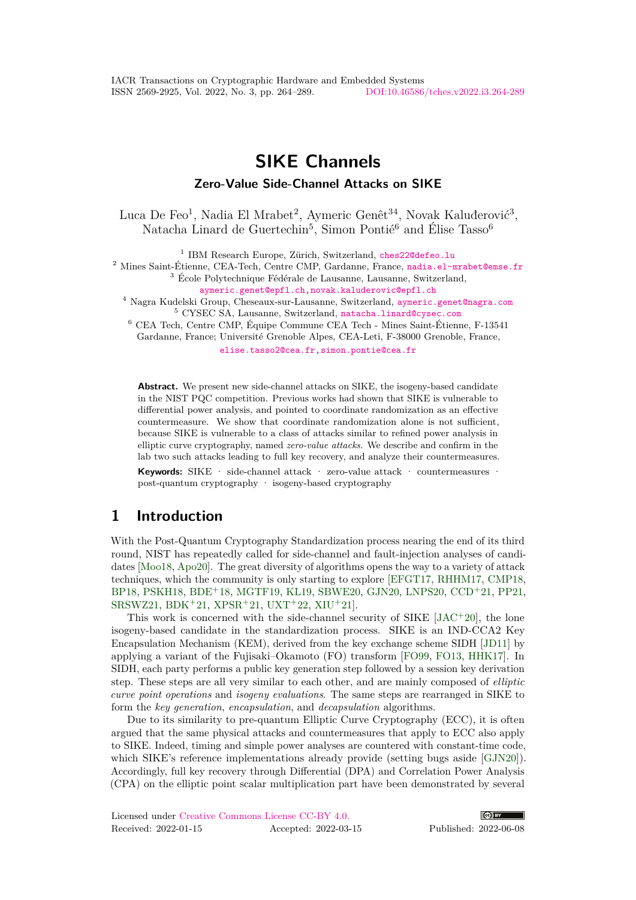# SIKE Channels

## Zero-Value Side-Channel Attacks on SIKE

Luca De Feo[1], Nadia El Mrabet[2], Aymeric Genêt[3,4], Novak Kaluđerović[3], Natacha Linard de Guertechin[5], Simon Pontié[6] and Élise Tasso[6]

[1] IBM Research Europe, Zürich, Switzerland, ches22@defeo.lu

[2] Mines Saint-Étienne, CEA-Tech, Centre CMP, Gardanne, France, nadia.el-mrabet@emse.fr

[3] École Polytechnique Fédérale de Lausanne, Lausanne, Switzerland, aymeric.genet@epfl.ch, novak.kaluderovic@epfl.ch

[4] Nagra Kudelski Group, Cheseaux-sur-Lausanne, Switzerland, aymeric.genet@nagra.com

[5] CYSEC SA, Lausanne, Switzerland, natacha.linard@cysec.com

[6] CEA Tech, Centre CMP, Équipe Commune CEA Tech - Mines Saint-Étienne, F-13541 Gardanne, France; Université Grenoble Alpes, CEA-Leti, F-38000 Grenoble, France, elise.tasso2@cea.fr, simon.pontie@cea.fr

**Abstract.** We present new side-channel attacks on SIKE, the isogeny-based candidate in the NIST PQC competition. Previous works had shown that SIKE is vulnerable to differential power analysis, and pointed to coordinate randomization as an effective countermeasure. We show that coordinate randomization alone is not sufficient, because SIKE is vulnerable to a class of attacks similar to refined power analysis in elliptic curve cryptography, named *zero-value attacks*. We describe and confirm in the lab two such attacks leading to full key recovery, and analyze their countermeasures.

**Keywords:** SIKE · side-channel attack · zero-value attack · countermeasures · post-quantum cryptography · isogeny-based cryptography

## 1 Introduction

With the Post-Quantum Cryptography Standardization process nearing the end of its third round, NIST has repeatedly called for side-channel and fault-injection analyses of candidates [Moo18, Apo20]. The great diversity of algorithms opens the way to a variety of attack techniques, which the community is only starting to explore [EFGT17, RHHM17, CMP18, BP18, PSKH18, BDE+18, MGTF19, KL19, SBWE20, GJN20, LNPS20, CCD+21, PP21, SRSWZ21, BDK+21, XPSR+21, UXT+22, XIU+21].

This work is concerned with the side-channel security of SIKE [JAC+20], the lone isogeny-based candidate in the standardization process. SIKE is an IND-CCA2 Key Encapsulation Mechanism (KEM), derived from the key exchange scheme SIDH [JD11] by applying a variant of the Fujisaki–Okamoto (FO) transform [FO99, FO13, HHK17]. In SIDH, each party performs a public key generation step followed by a session key derivation step. These steps are all very similar to each other, and are mainly composed of *elliptic curve point operations* and *isogeny evaluations*. The same steps are rearranged in SIKE to form the *key generation*, *encapsulation*, and *decapsulation* algorithms.

Due to its similarity to pre-quantum Elliptic Curve Cryptography (ECC), it is often argued that the same physical attacks and countermeasures that apply to ECC also apply to SIKE. Indeed, timing and simple power analyses are countered with constant-time code, which SIKE's reference implementations already provide (setting bugs aside [GJN20]). Accordingly, full key recovery through Differential (DPA) and Correlation Power Analysis (CPA) on the elliptic point scalar multiplication part have been demonstrated by several

Licensed under Creative Commons License CC-BY 4.0.

Received: 2022-01-15 Accepted: 2022-03-15 Published: 2022-06-08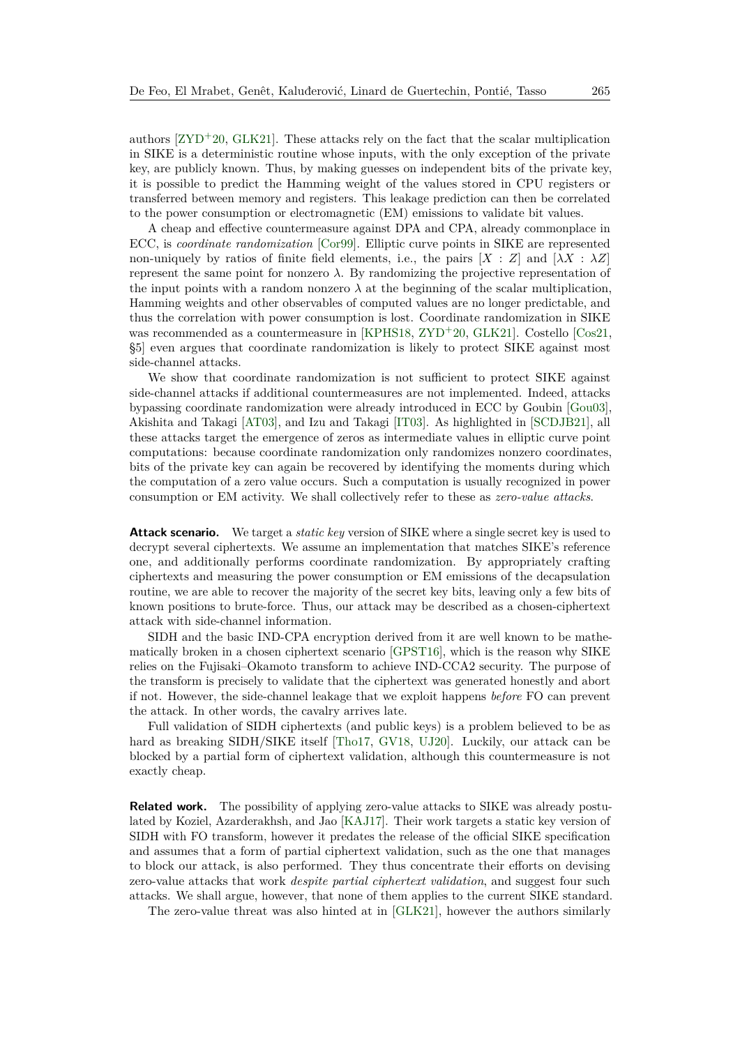authors [ZYD+20, GLK21]. These attacks rely on the fact that the scalar multiplication in SIKE is a deterministic routine whose inputs, with the only exception of the private key, are publicly known. Thus, by making guesses on independent bits of the private key, it is possible to predict the Hamming weight of the values stored in CPU registers or transferred between memory and registers. This leakage prediction can then be correlated to the power consumption or electromagnetic (EM) emissions to validate bit values.

A cheap and effective countermeasure against DPA and CPA, already commonplace in ECC, is *coordinate randomization* [Cor99]. Elliptic curve points in SIKE are represented non-uniquely by ratios of finite field elements, i.e., the pairs $[X : Z]$ and $[\lambda X : \lambda Z]$ represent the same point for nonzero $\lambda$. By randomizing the projective representation of the input points with a random nonzero $\lambda$ at the beginning of the scalar multiplication, Hamming weights and other observables of computed values are no longer predictable, and thus the correlation with power consumption is lost. Coordinate randomization in SIKE was recommended as a countermeasure in [KPHS18, ZYD+20, GLK21]. Costello [Cos21, §5] even argues that coordinate randomization is likely to protect SIKE against most side-channel attacks.

We show that coordinate randomization is not sufficient to protect SIKE against side-channel attacks if additional countermeasures are not implemented. Indeed, attacks bypassing coordinate randomization were already introduced in ECC by Goubin [Gou03], Akishita and Takagi [AT03], and Izu and Takagi [IT03]. As highlighted in [SCDJB21], all these attacks target the emergence of zeros as intermediate values in elliptic curve point computations: because coordinate randomization only randomizes nonzero coordinates, bits of the private key can again be recovered by identifying the moments during which the computation of a zero value occurs. Such a computation is usually recognized in power consumption or EM activity. We shall collectively refer to these as *zero-value attacks*.

**Attack scenario.** We target a *static key* version of SIKE where a single secret key is used to decrypt several ciphertexts. We assume an implementation that matches SIKE's reference one, and additionally performs coordinate randomization. By appropriately crafting ciphertexts and measuring the power consumption or EM emissions of the decapsulation routine, we are able to recover the majority of the secret key bits, leaving only a few bits of known positions to brute-force. Thus, our attack may be described as a chosen-ciphertext attack with side-channel information.

SIDH and the basic IND-CPA encryption derived from it are well known to be mathematically broken in a chosen ciphertext scenario [GPST16], which is the reason why SIKE relies on the Fujisaki–Okamoto transform to achieve IND-CCA2 security. The purpose of the transform is precisely to validate that the ciphertext was generated honestly and abort if not. However, the side-channel leakage that we exploit happens *before* FO can prevent the attack. In other words, the cavalry arrives late.

Full validation of SIDH ciphertexts (and public keys) is a problem believed to be as hard as breaking SIDH/SIKE itself [Tho17, GV18, UJ20]. Luckily, our attack can be blocked by a partial form of ciphertext validation, although this countermeasure is not exactly cheap.

**Related work.** The possibility of applying zero-value attacks to SIKE was already postulated by Koziel, Azarderakhsh, and Jao [KAJ17]. Their work targets a static key version of SIDH with FO transform, however it predates the release of the official SIKE specification and assumes that a form of partial ciphertext validation, such as the one that manages to block our attack, is also performed. They thus concentrate their efforts on devising zero-value attacks that work *despite partial ciphertext validation*, and suggest four such attacks. We shall argue, however, that none of them applies to the current SIKE standard.

The zero-value threat was also hinted at in [GLK21], however the authors similarly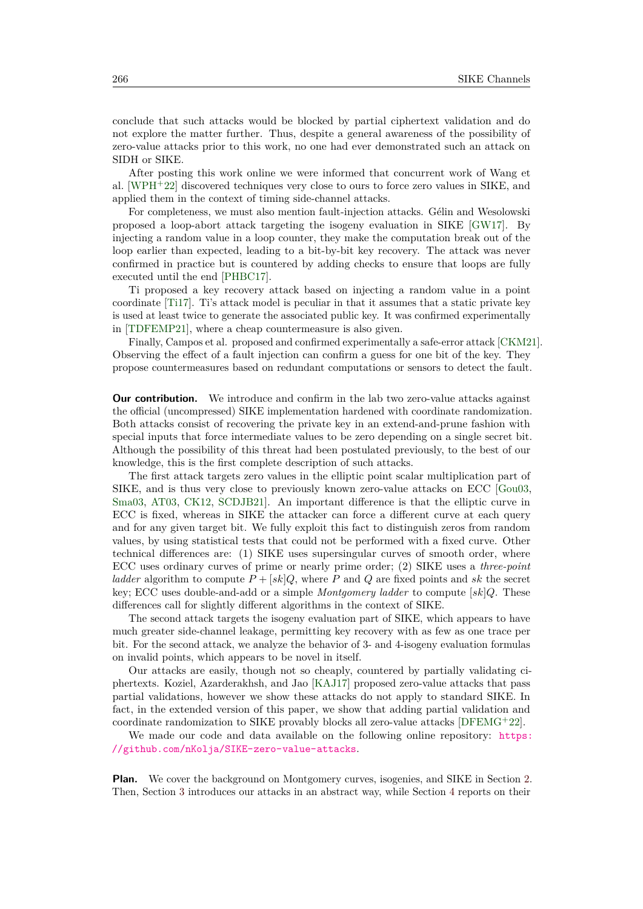conclude that such attacks would be blocked by partial ciphertext validation and do not explore the matter further. Thus, despite a general awareness of the possibility of zero-value attacks prior to this work, no one had ever demonstrated such an attack on SIDH or SIKE.

After posting this work online we were informed that concurrent work of Wang et al. [WPH+22] discovered techniques very close to ours to force zero values in SIKE, and applied them in the context of timing side-channel attacks.

For completeness, we must also mention fault-injection attacks. Gélin and Wesolowski proposed a loop-abort attack targeting the isogeny evaluation in SIKE [GW17]. By injecting a random value in a loop counter, they make the computation break out of the loop earlier than expected, leading to a bit-by-bit key recovery. The attack was never confirmed in practice but is countered by adding checks to ensure that loops are fully executed until the end [PHBC17].

Ti proposed a key recovery attack based on injecting a random value in a point coordinate [Ti17]. Ti's attack model is peculiar in that it assumes that a static private key is used at least twice to generate the associated public key. It was confirmed experimentally in [TDFEMP21], where a cheap countermeasure is also given.

Finally, Campos et al. proposed and confirmed experimentally a safe-error attack [CKM21]. Observing the effect of a fault injection can confirm a guess for one bit of the key. They propose countermeasures based on redundant computations or sensors to detect the fault.

**Our contribution.** We introduce and confirm in the lab two zero-value attacks against the official (uncompressed) SIKE implementation hardened with coordinate randomization. Both attacks consist of recovering the private key in an extend-and-prune fashion with special inputs that force intermediate values to be zero depending on a single secret bit. Although the possibility of this threat had been postulated previously, to the best of our knowledge, this is the first complete description of such attacks.

The first attack targets zero values in the elliptic point scalar multiplication part of SIKE, and is thus very close to previously known zero-value attacks on ECC [Gou03, Sma03, AT03, CK12, SCDJB21]. An important difference is that the elliptic curve in ECC is fixed, whereas in SIKE the attacker can force a different curve at each query and for any given target bit. We fully exploit this fact to distinguish zeros from random values, by using statistical tests that could not be performed with a fixed curve. Other technical differences are: (1) SIKE uses supersingular curves of smooth order, where ECC uses ordinary curves of prime or nearly prime order; (2) SIKE uses a *three-point ladder* algorithm to compute $P + [sk]Q$, where $P$ and $Q$ are fixed points and $sk$ the secret key; ECC uses double-and-add or a simple *Montgomery ladder* to compute $[sk]Q$. These differences call for slightly different algorithms in the context of SIKE.

The second attack targets the isogeny evaluation part of SIKE, which appears to have much greater side-channel leakage, permitting key recovery with as few as one trace per bit. For the second attack, we analyze the behavior of 3- and 4-isogeny evaluation formulas on invalid points, which appears to be novel in itself.

Our attacks are easily, though not so cheaply, countered by partially validating ciphertexts. Koziel, Azarderakhsh, and Jao [KAJ17] proposed zero-value attacks that pass partial validations, however we show these attacks do not apply to standard SIKE. In fact, in the extended version of this paper, we show that adding partial validation and coordinate randomization to SIKE provably blocks all zero-value attacks [DFEMG+22].

We made our code and data available on the following online repository: https://github.com/nKolja/SIKE-zero-value-attacks.

**Plan.** We cover the background on Montgomery curves, isogenies, and SIKE in Section 2. Then, Section 3 introduces our attacks in an abstract way, while Section 4 reports on their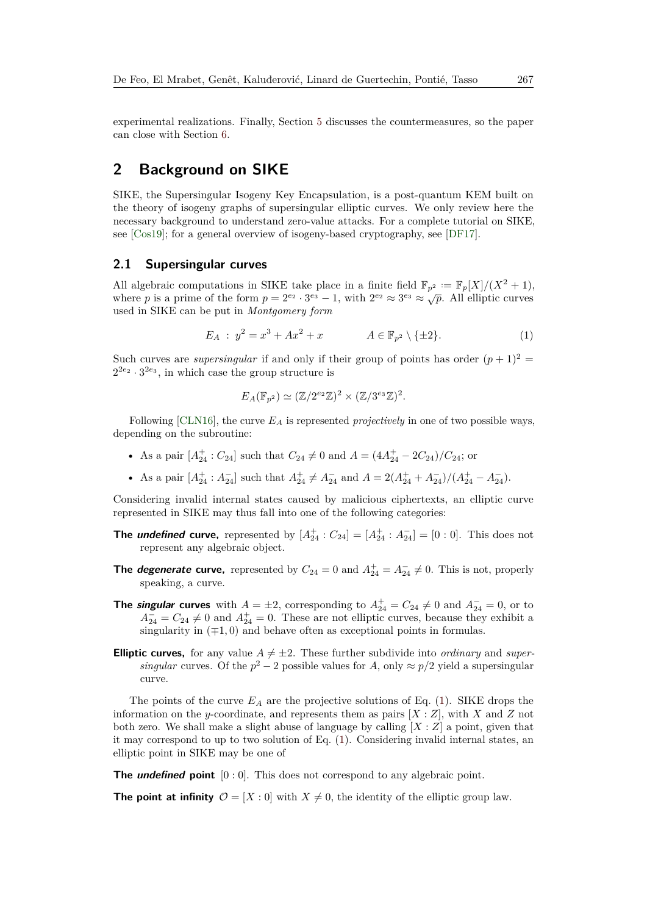experimental realizations. Finally, Section 5 discusses the countermeasures, so the paper can close with Section 6.

## 2 Background on SIKE

SIKE, the Supersingular Isogeny Key Encapsulation, is a post-quantum KEM built on the theory of isogeny graphs of supersingular elliptic curves. We only review here the necessary background to understand zero-value attacks. For a complete tutorial on SIKE, see [Cos19]; for a general overview of isogeny-based cryptography, see [DF17].

### 2.1 Supersingular curves

All algebraic computations in SIKE take place in a finite field $\mathbb{F}_{p^2} := \mathbb{F}_p[X]/(X^2+1)$, where $p$ is a prime of the form $p = 2^{e_2} \cdot 3^{e_3} - 1$, with $2^{e_2} \approx 3^{e_3} \approx \sqrt{p}$. All elliptic curves used in SIKE can be put in *Montgomery form*

$$E_A \,:\, y^2 = x^3 + Ax^2 + x \qquad\qquad A \in \mathbb{F}_{p^2} \setminus \{\pm 2\}. \tag{1}$$

Such curves are *supersingular* if and only if their group of points has order $(p+1)^2 = 2^{2e_2} \cdot 3^{2e_3}$, in which case the group structure is

$$E_A(\mathbb{F}_{p^2}) \simeq (\mathbb{Z}/2^{e_2}\mathbb{Z})^2 \times (\mathbb{Z}/3^{e_3}\mathbb{Z})^2.$$

Following [CLN16], the curve $E_A$ is represented *projectively* in one of two possible ways, depending on the subroutine:

- As a pair $[A^+_{24} : C_{24}]$ such that $C_{24} \neq 0$ and $A = (4A^+_{24} - 2C_{24})/C_{24}$; or
- As a pair $[A^+_{24} : A^-_{24}]$ such that $A^+_{24} \neq A^-_{24}$ and $A = 2(A^+_{24} + A^-_{24})/(A^+_{24} - A^-_{24})$.

Considering invalid internal states caused by malicious ciphertexts, an elliptic curve represented in SIKE may thus fall into one of the following categories:

**The *undefined* curve,** represented by $[A^+_{24} : C_{24}] = [A^+_{24} : A^-_{24}] = [0 : 0]$. This does not represent any algebraic object.

**The *degenerate* curve,** represented by $C_{24} = 0$ and $A^+_{24} = A^-_{24} \neq 0$. This is not, properly speaking, a curve.

**The *singular* curves** with $A = \pm 2$, corresponding to $A^+_{24} = C_{24} \neq 0$ and $A^-_{24} = 0$, or to $A^-_{24} = C_{24} \neq 0$ and $A^+_{24} = 0$. These are not elliptic curves, because they exhibit a singularity in $(\mp 1, 0)$ and behave often as exceptional points in formulas.

**Elliptic curves,** for any value $A \neq \pm 2$. These further subdivide into *ordinary* and *supersingular* curves. Of the $p^2 - 2$ possible values for $A$, only $\approx p/2$ yield a supersingular curve.

The points of the curve $E_A$ are the projective solutions of Eq. (1). SIKE drops the information on the $y$-coordinate, and represents them as pairs $[X : Z]$, with $X$ and $Z$ not both zero. We shall make a slight abuse of language by calling $[X : Z]$ a point, given that it may correspond to up to two solution of Eq. (1). Considering invalid internal states, an elliptic point in SIKE may be one of

**The *undefined* point** $[0 : 0]$. This does not correspond to any algebraic point.

**The point at infinity** $\mathcal{O} = [X : 0]$ with $X \neq 0$, the identity of the elliptic group law.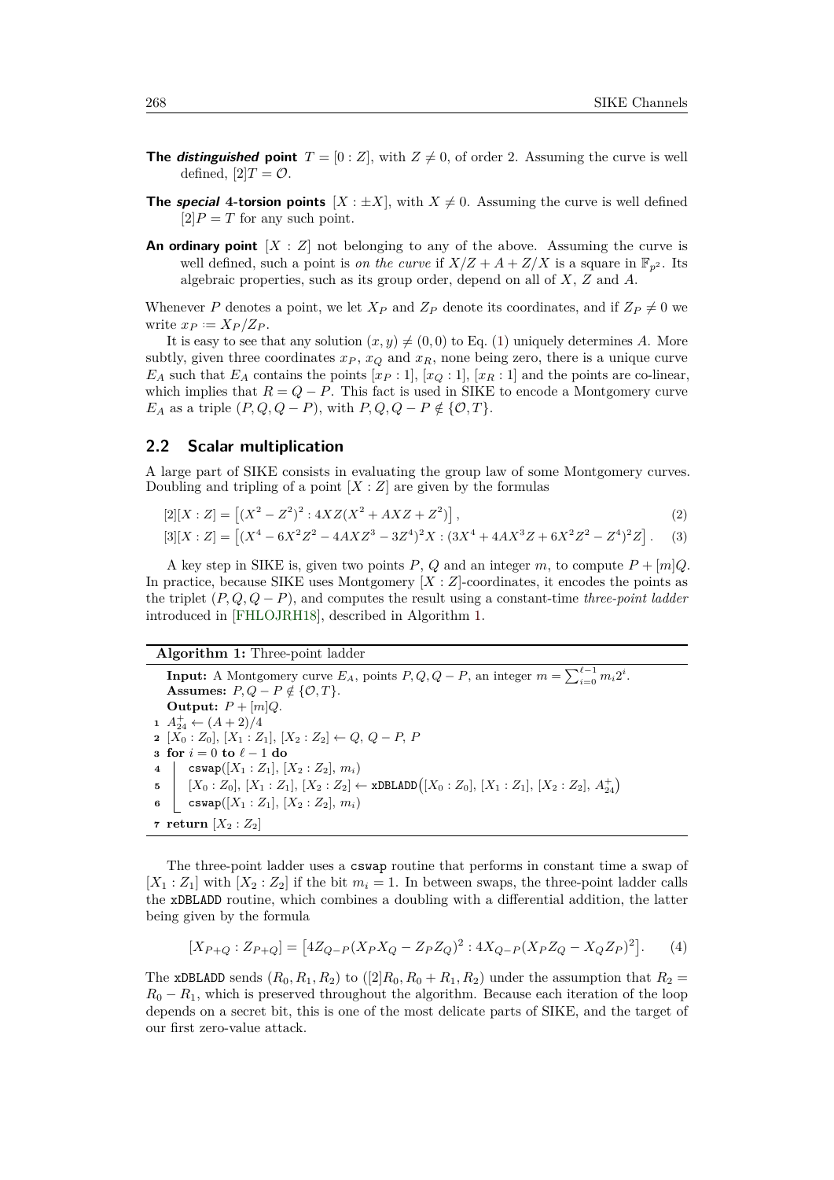**The *distinguished* point** $T = [0 : Z]$, with $Z \neq 0$, of order 2. Assuming the curve is well defined, $[2]T = \mathcal{O}$.

**The *special* 4-torsion points** $[X : \pm X]$, with $X \neq 0$. Assuming the curve is well defined $[2]P = T$ for any such point.

**An ordinary point** $[X : Z]$ not belonging to any of the above. Assuming the curve is well defined, such a point is *on the curve* if $X/Z + A + Z/X$ is a square in $\mathbb{F}_{p^2}$. Its algebraic properties, such as its group order, depend on all of $X$, $Z$ and $A$.

Whenever $P$ denotes a point, we let $X_P$ and $Z_P$ denote its coordinates, and if $Z_P \neq 0$ we write $x_P := X_P/Z_P$.

It is easy to see that any solution $(x, y) \neq (0, 0)$ to Eq. (1) uniquely determines $A$. More subtly, given three coordinates $x_P$, $x_Q$ and $x_R$, none being zero, there is a unique curve $E_A$ such that $E_A$ contains the points $[x_P : 1]$, $[x_Q : 1]$, $[x_R : 1]$ and the points are co-linear, which implies that $R = Q - P$. This fact is used in SIKE to encode a Montgomery curve $E_A$ as a triple $(P, Q, Q - P)$, with $P, Q, Q - P \notin \{\mathcal{O}, T\}$.

## 2.2 Scalar multiplication

A large part of SIKE consists in evaluating the group law of some Montgomery curves. Doubling and tripling of a point $[X : Z]$ are given by the formulas

$$[2][X : Z] = \left[(X^2 - Z^2)^2 : 4XZ(X^2 + AXZ + Z^2)\right], \tag{2}$$

$$[3][X : Z] = \left[(X^4 - 6X^2Z^2 - 4AXZ^3 - 3Z^4)^2 X : (3X^4 + 4AX^3Z + 6X^2Z^2 - Z^4)^2 Z\right]. \tag{3}$$

A key step in SIKE is, given two points $P$, $Q$ and an integer $m$, to compute $P + [m]Q$. In practice, because SIKE uses Montgomery $[X : Z]$-coordinates, it encodes the points as the triplet $(P, Q, Q - P)$, and computes the result using a constant-time *three-point ladder* introduced in [FHLOJRH18], described in Algorithm 1.

**Algorithm 1:** Three-point ladder

**Input:** A Montgomery curve $E_A$, points $P, Q, Q - P$, an integer $m = \sum_{i=0}^{\ell-1} m_i 2^i$.
**Assumes:** $P, Q - P \notin \{\mathcal{O}, T\}$.
**Output:** $P + [m]Q$.

1. $A_{24}^{+} \leftarrow (A + 2)/4$
2. $[X_0 : Z_0]$, $[X_1 : Z_1]$, $[X_2 : Z_2] \leftarrow Q$, $Q - P$, $P$
3. **for** $i = 0$ **to** $\ell - 1$ **do**
4. $\quad$ `cswap`($[X_1 : Z_1]$, $[X_2 : Z_2]$, $m_i$)
5. $\quad$ $[X_0 : Z_0]$, $[X_1 : Z_1]$, $[X_2 : Z_2] \leftarrow$ `xDBLADD`$\big([X_0 : Z_0]$, $[X_1 : Z_1]$, $[X_2 : Z_2]$, $A_{24}^{+}\big)$
6. $\quad$ `cswap`($[X_1 : Z_1]$, $[X_2 : Z_2]$, $m_i$)
7. **return** $[X_2 : Z_2]$

The three-point ladder uses a `cswap` routine that performs in constant time a swap of $[X_1 : Z_1]$ with $[X_2 : Z_2]$ if the bit $m_i = 1$. In between swaps, the three-point ladder calls the `xDBLADD` routine, which combines a doubling with a differential addition, the latter being given by the formula

$$[X_{P+Q} : Z_{P+Q}] = \left[4Z_{Q-P}(X_P X_Q - Z_P Z_Q)^2 : 4X_{Q-P}(X_P Z_Q - X_Q Z_P)^2\right]. \tag{4}$$

The `xDBLADD` sends $(R_0, R_1, R_2)$ to $([2]R_0, R_0 + R_1, R_2)$ under the assumption that $R_2 = R_0 - R_1$, which is preserved throughout the algorithm. Because each iteration of the loop depends on a secret bit, this is one of the most delicate parts of SIKE, and the target of our first zero-value attack.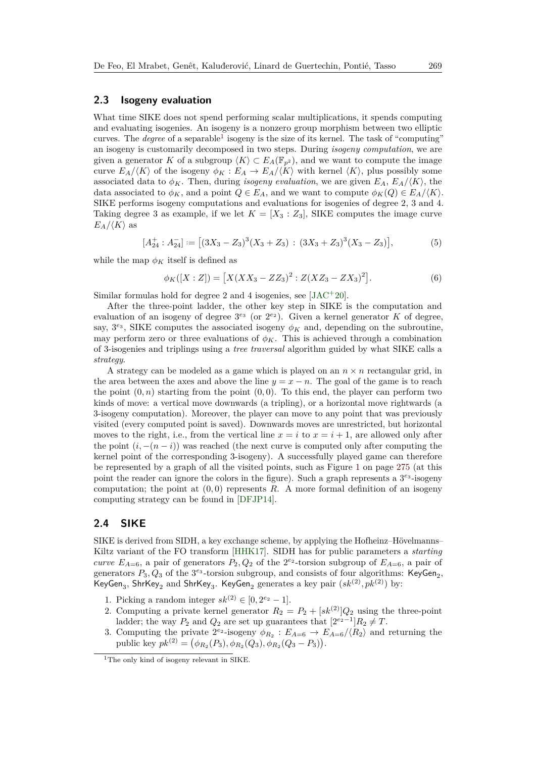## 2.3 Isogeny evaluation

What time SIKE does not spend performing scalar multiplications, it spends computing and evaluating isogenies. An isogeny is a nonzero group morphism between two elliptic curves. The *degree* of a separable[1] isogeny is the size of its kernel. The task of "computing" an isogeny is customarily decomposed in two steps. During *isogeny computation*, we are given a generator $K$ of a subgroup $\langle K\rangle \subset E_A(\mathbb{F}_{p^2})$, and we want to compute the image curve $E_A/\langle K\rangle$ of the isogeny $\phi_K : E_A \to E_A/\langle K\rangle$ with kernel $\langle K\rangle$, plus possibly some associated data to $\phi_K$. Then, during *isogeny evaluation*, we are given $E_A$, $E_A/\langle K\rangle$, the data associated to $\phi_K$, and a point $Q \in E_A$, and we want to compute $\phi_K(Q) \in E_A/\langle K\rangle$. SIKE performs isogeny computations and evaluations for isogenies of degree 2, 3 and 4. Taking degree 3 as example, if we let $K = [X_3 : Z_3]$, SIKE computes the image curve $E_A/\langle K\rangle$ as

$$[A_{24}^+ : A_{24}^-] := \big[(3X_3 - Z_3)^3(X_3 + Z_3) \,:\, (3X_3 + Z_3)^3(X_3 - Z_3)\big], \tag{5}$$

while the map $\phi_K$ itself is defined as

$$\phi_K([X : Z]) = \big[X(XX_3 - ZZ_3)^2 : Z(XZ_3 - ZX_3)^2\big]. \tag{6}$$

Similar formulas hold for degree 2 and 4 isogenies, see [JAC+20].

After the three-point ladder, the other key step in SIKE is the computation and evaluation of an isogeny of degree $3^{e_3}$ (or $2^{e_2}$). Given a kernel generator $K$ of degree, say, $3^{e_3}$, SIKE computes the associated isogeny $\phi_K$ and, depending on the subroutine, may perform zero or three evaluations of $\phi_K$. This is achieved through a combination of 3-isogenies and triplings using a *tree traversal* algorithm guided by what SIKE calls a *strategy*.

A strategy can be modeled as a game which is played on an $n \times n$ rectangular grid, in the area between the axes and above the line $y = x - n$. The goal of the game is to reach the point $(0, n)$ starting from the point $(0, 0)$. To this end, the player can perform two kinds of move: a vertical move downwards (a tripling), or a horizontal move rightwards (a 3-isogeny computation). Moreover, the player can move to any point that was previously visited (every computed point is saved). Downwards moves are unrestricted, but horizontal moves to the right, i.e., from the vertical line $x = i$ to $x = i + 1$, are allowed only after the point $(i, -(n - i))$ was reached (the next curve is computed only after computing the kernel point of the corresponding 3-isogeny). A successfully played game can therefore be represented by a graph of all the visited points, such as Figure 1 on page 275 (at this point the reader can ignore the colors in the figure). Such a graph represents a $3^{e_3}$-isogeny computation; the point at $(0, 0)$ represents $R$. A more formal definition of an isogeny computing strategy can be found in [DFJP14].

## 2.4 SIKE

SIKE is derived from SIDH, a key exchange scheme, by applying the Hofheinz–Hövelmanns–Kiltz variant of the FO transform [HHK17]. SIDH has for public parameters a *starting curve* $E_{A=6}$, a pair of generators $P_2, Q_2$ of the $2^{e_2}$-torsion subgroup of $E_{A=6}$, a pair of generators $P_3, Q_3$ of the $3^{e_3}$-torsion subgroup, and consists of four algorithms: $\mathsf{KeyGen}_2$, $\mathsf{KeyGen}_3$, $\mathsf{ShrKey}_2$ and $\mathsf{ShrKey}_3$. $\mathsf{KeyGen}_2$ generates a key pair $(sk^{(2)}, pk^{(2)})$ by:

1. Picking a random integer $sk^{(2)} \in [0, 2^{e_2} - 1]$.
2. Computing a private kernel generator $R_2 = P_2 + [sk^{(2)}]Q_2$ using the three-point ladder; the way $P_2$ and $Q_2$ are set up guarantees that $[2^{e_2-1}]R_2 \neq T$.
3. Computing the private $2^{e_2}$-isogeny $\phi_{R_2} : E_{A=6} \to E_{A=6}/\langle R_2\rangle$ and returning the public key $pk^{(2)} = \big(\phi_{R_2}(P_3), \phi_{R_2}(Q_3), \phi_{R_2}(Q_3 - P_3)\big)$.

[1] The only kind of isogeny relevant in SIKE.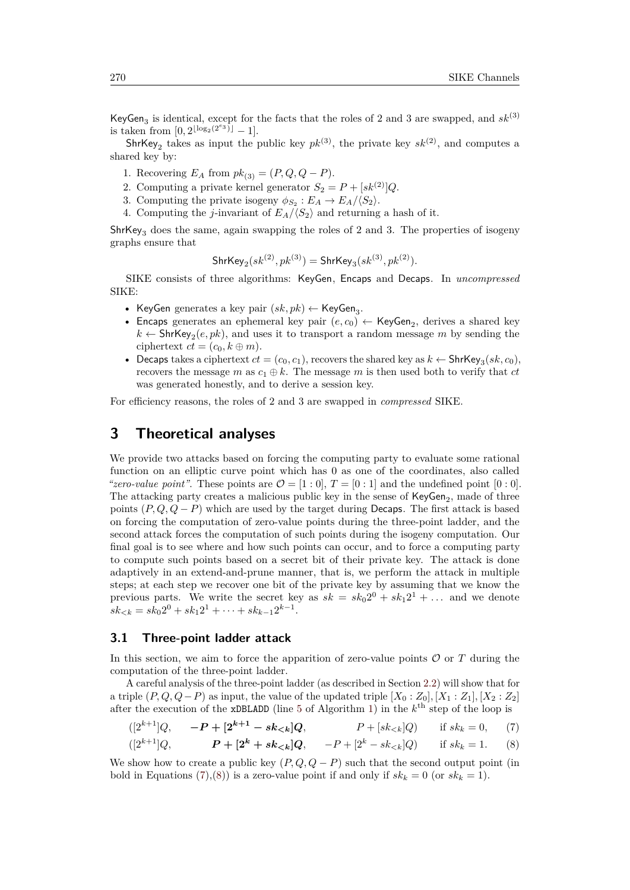$\mathsf{KeyGen}_3$ is identical, except for the facts that the roles of 2 and 3 are swapped, and $sk^{(3)}$ is taken from $[0, 2^{\lfloor \log_2(2^{e_3}) \rfloor} - 1]$.

$\mathsf{ShrKey}_2$ takes as input the public key $pk^{(3)}$, the private key $sk^{(2)}$, and computes a shared key by:

1. Recovering $E_A$ from $pk_{(3)} = (P, Q, Q - P)$.
2. Computing a private kernel generator $S_2 = P + [sk^{(2)}]Q$.
3. Computing the private isogeny $\phi_{S_2} : E_A \to E_A/\langle S_2 \rangle$.
4. Computing the $j$-invariant of $E_A/\langle S_2 \rangle$ and returning a hash of it.

$\mathsf{ShrKey}_3$ does the same, again swapping the roles of 2 and 3. The properties of isogeny graphs ensure that

$$\mathsf{ShrKey}_2(sk^{(2)}, pk^{(3)}) = \mathsf{ShrKey}_3(sk^{(3)}, pk^{(2)}).$$

SIKE consists of three algorithms: $\mathsf{KeyGen}$, $\mathsf{Encaps}$ and $\mathsf{Decaps}$. In *uncompressed* SIKE:

- $\mathsf{KeyGen}$ generates a key pair $(sk, pk) \leftarrow \mathsf{KeyGen}_3$.
- $\mathsf{Encaps}$ generates an ephemeral key pair $(e, c_0) \leftarrow \mathsf{KeyGen}_2$, derives a shared key $k \leftarrow \mathsf{ShrKey}_2(e, pk)$, and uses it to transport a random message $m$ by sending the ciphertext $ct = (c_0, k \oplus m)$.
- $\mathsf{Decaps}$ takes a ciphertext $ct = (c_0, c_1)$, recovers the shared key as $k \leftarrow \mathsf{ShrKey}_3(sk, c_0)$, recovers the message $m$ as $c_1 \oplus k$. The message $m$ is then used both to verify that $ct$ was generated honestly, and to derive a session key.

For efficiency reasons, the roles of 2 and 3 are swapped in *compressed* SIKE.

# 3 Theoretical analyses

We provide two attacks based on forcing the computing party to evaluate some rational function on an elliptic curve point which has 0 as one of the coordinates, also called *"zero-value point"*. These points are $\mathcal{O} = [1 : 0]$, $T = [0 : 1]$ and the undefined point $[0 : 0]$. The attacking party creates a malicious public key in the sense of $\mathsf{KeyGen}_2$, made of three points $(P, Q, Q - P)$ which are used by the target during $\mathsf{Decaps}$. The first attack is based on forcing the computation of zero-value points during the three-point ladder, and the second attack forces the computation of such points during the isogeny computation. Our final goal is to see where and how such points can occur, and to force a computing party to compute such points based on a secret bit of their private key. The attack is done adaptively in an extend-and-prune manner, that is, we perform the attack in multiple steps; at each step we recover one bit of the private key by assuming that we know the previous parts. We write the secret key as $sk = sk_0 2^0 + sk_1 2^1 + \dots$ and we denote $sk_{<k} = sk_0 2^0 + sk_1 2^1 + \dots + sk_{k-1} 2^{k-1}$.

## 3.1 Three-point ladder attack

In this section, we aim to force the apparition of zero-value points $\mathcal{O}$ or $T$ during the computation of the three-point ladder.

A careful analysis of the three-point ladder (as described in Section 2.2) will show that for a triple $(P, Q, Q - P)$ as input, the value of the updated triple $[X_0 : Z_0], [X_1 : Z_1], [X_2 : Z_2]$ after the execution of the `xDBLADD` (line 5 of Algorithm 1) in the $k^{\text{th}}$ step of the loop is

$$([2^{k+1}]Q, \quad \boldsymbol{-P + [2^{k+1} - sk_{<k}]Q}, \quad P + [sk_{<k}]Q) \quad \text{if } sk_k = 0, \tag{7}$$

$$([2^{k+1}]Q, \quad \boldsymbol{P + [2^{k} + sk_{<k}]Q}, \quad -P + [2^{k} - sk_{<k}]Q) \quad \text{if } sk_k = 1. \tag{8}$$

We show how to create a public key $(P, Q, Q - P)$ such that the second output point (in bold in Equations (7),(8)) is a zero-value point if and only if $sk_k = 0$ (or $sk_k = 1$).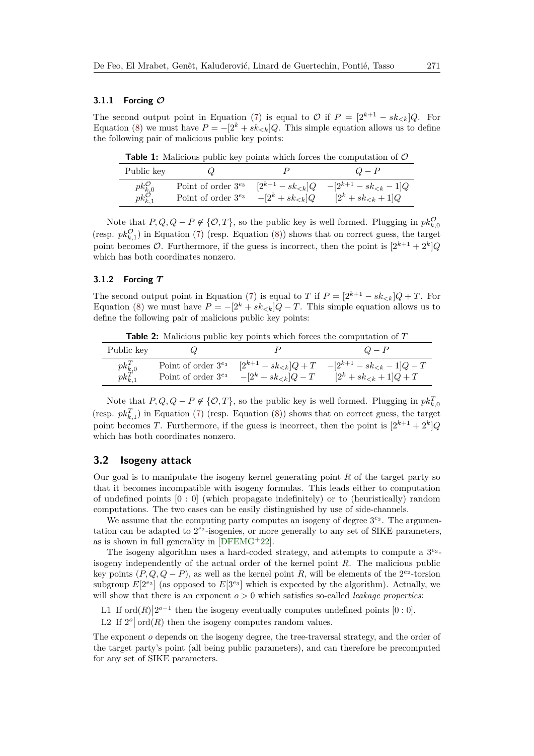#### 3.1.1 Forcing $\mathcal{O}$

The second output point in Equation (7) is equal to $\mathcal{O}$ if $P = [2^{k+1} - sk_{<k}]Q$. For Equation (8) we must have $P = -[2^k + sk_{<k}]Q$. This simple equation allows us to define the following pair of malicious public key points:

**Table 1:** Malicious public key points which forces the computation of $\mathcal{O}$

| Public key | $Q$ | $P$ | $Q - P$ |
|---|---|---|---|
| $pk^{\mathcal{O}}_{k,0}$ | Point of order $3^{e_3}$ | $[2^{k+1} - sk_{<k}]Q$ | $-[2^{k+1} - sk_{<k} - 1]Q$ |
| $pk^{\mathcal{O}}_{k,1}$ | Point of order $3^{e_3}$ | $-[2^k + sk_{<k}]Q$ | $[2^k + sk_{<k} + 1]Q$ |

Note that $P, Q, Q - P \notin \{\mathcal{O}, T\}$, so the public key is well formed. Plugging in $pk^{\mathcal{O}}_{k,0}$ (resp. $pk^{\mathcal{O}}_{k,1}$) in Equation (7) (resp. Equation (8)) shows that on correct guess, the target point becomes $\mathcal{O}$. Furthermore, if the guess is incorrect, then the point is $[2^{k+1} + 2^k]Q$ which has both coordinates nonzero.

#### 3.1.2 Forcing $T$

The second output point in Equation (7) is equal to $T$ if $P = [2^{k+1} - sk_{<k}]Q + T$. For Equation (8) we must have $P = -[2^k + sk_{<k}]Q - T$. This simple equation allows us to define the following pair of malicious public key points:

**Table 2:** Malicious public key points which forces the computation of $T$

| Public key | $Q$ | $P$ | $Q - P$ |
|---|---|---|---|
| $pk^{T}_{k,0}$ | Point of order $3^{e_3}$ | $[2^{k+1} - sk_{<k}]Q + T$ | $-[2^{k+1} - sk_{<k} - 1]Q - T$ |
| $pk^{T}_{k,1}$ | Point of order $3^{e_3}$ | $-[2^k + sk_{<k}]Q - T$ | $[2^k + sk_{<k} + 1]Q + T$ |

Note that $P, Q, Q - P \notin \{\mathcal{O}, T\}$, so the public key is well formed. Plugging in $pk^{T}_{k,0}$ (resp. $pk^{T}_{k,1}$) in Equation (7) (resp. Equation (8)) shows that on correct guess, the target point becomes $T$. Furthermore, if the guess is incorrect, then the point is $[2^{k+1} + 2^k]Q$ which has both coordinates nonzero.

### 3.2 Isogeny attack

Our goal is to manipulate the isogeny kernel generating point $R$ of the target party so that it becomes incompatible with isogeny formulas. This leads either to computation of undefined points $[0 : 0]$ (which propagate indefinitely) or to (heuristically) random computations. The two cases can be easily distinguished by use of side-channels.

We assume that the computing party computes an isogeny of degree $3^{e_3}$. The argumentation can be adapted to $2^{e_2}$-isogenies, or more generally to any set of SIKE parameters, as is shown in full generality in [DFEMG+22].

The isogeny algorithm uses a hard-coded strategy, and attempts to compute a $3^{e_3}$-isogeny independently of the actual order of the kernel point $R$. The malicious public key points $(P, Q, Q - P)$, as well as the kernel point $R$, will be elements of the $2^{e_2}$-torsion subgroup $E[2^{e_2}]$ (as opposed to $E[3^{e_3}]$ which is expected by the algorithm). Actually, we will show that there is an exponent $o > 0$ which satisfies so-called *leakage properties*:

L1 If $\mathrm{ord}(R) \big| 2^{o-1}$ then the isogeny eventually computes undefined points $[0 : 0]$.

L2 If $2^o \big| \mathrm{ord}(R)$ then the isogeny computes random values.

The exponent $o$ depends on the isogeny degree, the tree-traversal strategy, and the order of the target party's point (all being public parameters), and can therefore be precomputed for any set of SIKE parameters.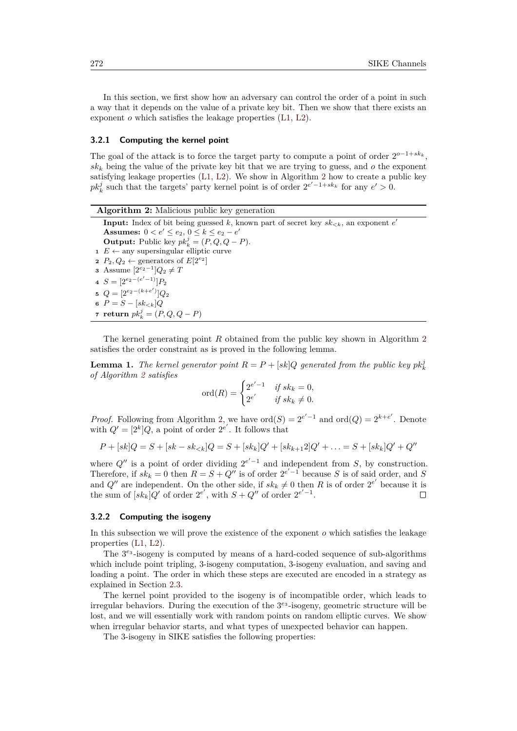In this section, we first show how an adversary can control the order of a point in such a way that it depends on the value of a private key bit. Then we show that there exists an exponent $o$ which satisfies the leakage properties (L1, L2).

### 3.2.1 Computing the kernel point

The goal of the attack is to force the target party to compute a point of order $2^{o-1+sk_k}$, $sk_k$ being the value of the private key bit that we are trying to guess, and $o$ the exponent satisfying leakage properties (L1, L2). We show in Algorithm 2 how to create a public key $pk_k^j$ such that the targets' party kernel point is of order $2^{e'-1+sk_k}$ for any $e' > 0$.

**Algorithm 2:** Malicious public key generation

**Input:** Index of bit being guessed $k$, known part of secret key $sk_{<k}$, an exponent $e'$
**Assumes:** $0 < e' \leq e_2$, $0 \leq k \leq e_2 - e'$
**Output:** Public key $pk_k^j = (P, Q, Q - P)$.

1. $E \leftarrow$ any supersingular elliptic curve
2. $P_2, Q_2 \leftarrow$ generators of $E[2^{e_2}]$
3. Assume $[2^{e_2-1}]Q_2 \neq T$
4. $S = [2^{e_2-(e'-1)}]P_2$
5. $Q = [2^{e_2-(k+e')}]Q_2$
6. $P = S - [sk_{<k}]Q$
7. **return** $pk_k^j = (P, Q, Q - P)$

The kernel generating point $R$ obtained from the public key shown in Algorithm 2 satisfies the order constraint as is proved in the following lemma.

**Lemma 1.** *The kernel generator point $R = P + [sk]Q$ generated from the public key $pk_k^j$ of Algorithm 2 satisfies*

$$\operatorname{ord}(R) = \begin{cases} 2^{e'-1} & \text{if } sk_k = 0, \\ 2^{e'} & \text{if } sk_k \neq 0. \end{cases}$$

*Proof.* Following from Algorithm 2, we have $\operatorname{ord}(S) = 2^{e'-1}$ and $\operatorname{ord}(Q) = 2^{k+e'}$. Denote with $Q' = [2^k]Q$, a point of order $2^{e'}$. It follows that

$$P + [sk]Q = S + [sk - sk_{<k}]Q = S + [sk_k]Q' + [sk_{k+1}2]Q' + \ldots = S + [sk_k]Q' + Q''$$

where $Q''$ is a point of order dividing $2^{e'-1}$ and independent from $S$, by construction. Therefore, if $sk_k = 0$ then $R = S + Q''$ is of order $2^{e'-1}$ because $S$ is of said order, and $S$ and $Q''$ are independent. On the other side, if $sk_k \neq 0$ then $R$ is of order $2^{e'}$ because it is the sum of $[sk_k]Q'$ of order $2^{e'}$, with $S + Q''$ of order $2^{e'-1}$. ◻

### 3.2.2 Computing the isogeny

In this subsection we will prove the existence of the exponent $o$ which satisfies the leakage properties (L1, L2).

The $3^{e_3}$-isogeny is computed by means of a hard-coded sequence of sub-algorithms which include point tripling, 3-isogeny computation, 3-isogeny evaluation, and saving and loading a point. The order in which these steps are executed are encoded in a strategy as explained in Section 2.3.

The kernel point provided to the isogeny is of incompatible order, which leads to irregular behaviors. During the execution of the $3^{e_3}$-isogeny, geometric structure will be lost, and we will essentially work with random points on random elliptic curves. We show when irregular behavior starts, and what types of unexpected behavior can happen.

The 3-isogeny in SIKE satisfies the following properties: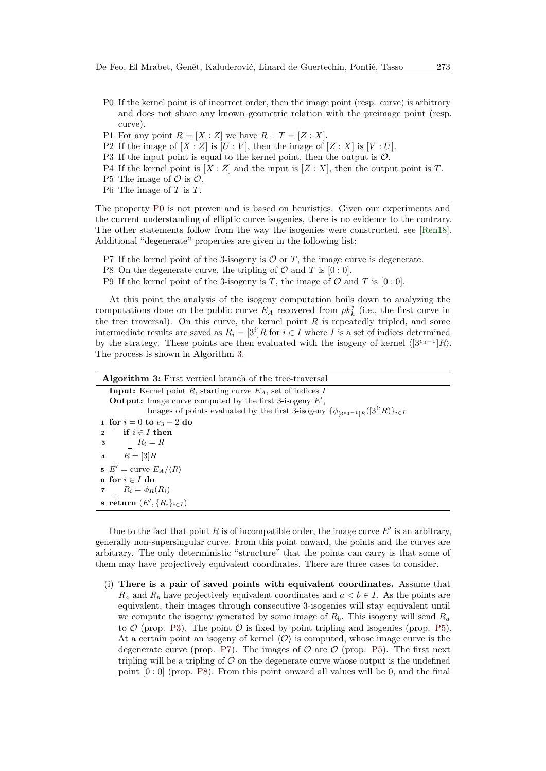- P0 If the kernel point is of incorrect order, then the image point (resp. curve) is arbitrary and does not share any known geometric relation with the preimage point (resp. curve).
- P1 For any point $R = [X : Z]$ we have $R + T = [Z : X]$.
- P2 If the image of $[X : Z]$ is $[U : V]$, then the image of $[Z : X]$ is $[V : U]$.
- P3 If the input point is equal to the kernel point, then the output is $\mathcal{O}$.
- P4 If the kernel point is $[X : Z]$ and the input is $[Z : X]$, then the output point is $T$.
- P5 The image of $\mathcal{O}$ is $\mathcal{O}$.
- P6 The image of $T$ is $T$.

The property P0 is not proven and is based on heuristics. Given our experiments and the current understanding of elliptic curve isogenies, there is no evidence to the contrary. The other statements follow from the way the isogenies were constructed, see [Ren18]. Additional "degenerate" properties are given in the following list:

- P7 If the kernel point of the 3-isogeny is $\mathcal{O}$ or $T$, the image curve is degenerate.
- P8 On the degenerate curve, the tripling of $\mathcal{O}$ and $T$ is $[0 : 0]$.
- P9 If the kernel point of the 3-isogeny is $T$, the image of $\mathcal{O}$ and $T$ is $[0 : 0]$.

At this point the analysis of the isogeny computation boils down to analyzing the computations done on the public curve $E_A$ recovered from $pk_k^j$ (i.e., the first curve in the tree traversal). On this curve, the kernel point $R$ is repeatedly tripled, and some intermediate results are saved as $R_i = [3^i]R$ for $i \in I$ where $I$ is a set of indices determined by the strategy. These points are then evaluated with the isogeny of kernel $\langle [3^{e_3-1}]R \rangle$. The process is shown in Algorithm 3.

**Algorithm 3:** First vertical branch of the tree-traversal

**Input:** Kernel point $R$, starting curve $E_A$, set of indices $I$
**Output:** Image curve computed by the first 3-isogeny $E'$,
Images of points evaluated by the first 3-isogeny $\{\phi_{[3^{e_3-1}]R}([3^i]R)\}_{i \in I}$

```
1 for i = 0 to e_3 − 2 do
2   if i ∈ I then
3     R_i = R
4   R = [3]R
5 E' = curve E_A/⟨R⟩
6 for i ∈ I do
7   R_i = φ_R(R_i)
8 return (E', {R_i}_{i∈I})
```

Due to the fact that point $R$ is of incompatible order, the image curve $E'$ is an arbitrary, generally non-supersingular curve. From this point onward, the points and the curves are arbitrary. The only deterministic "structure" that the points can carry is that some of them may have projectively equivalent coordinates. There are three cases to consider.

(i) **There is a pair of saved points with equivalent coordinates.** Assume that $R_a$ and $R_b$ have projectively equivalent coordinates and $a < b \in I$. As the points are equivalent, their images through consecutive 3-isogenies will stay equivalent until we compute the isogeny generated by some image of $R_b$. This isogeny will send $R_a$ to $\mathcal{O}$ (prop. P3). The point $\mathcal{O}$ is fixed by point tripling and isogenies (prop. P5). At a certain point an isogeny of kernel $\langle \mathcal{O} \rangle$ is computed, whose image curve is the degenerate curve (prop. P7). The images of $\mathcal{O}$ are $\mathcal{O}$ (prop. P5). The first next tripling will be a tripling of $\mathcal{O}$ on the degenerate curve whose output is the undefined point $[0 : 0]$ (prop. P8). From this point onward all values will be 0, and the final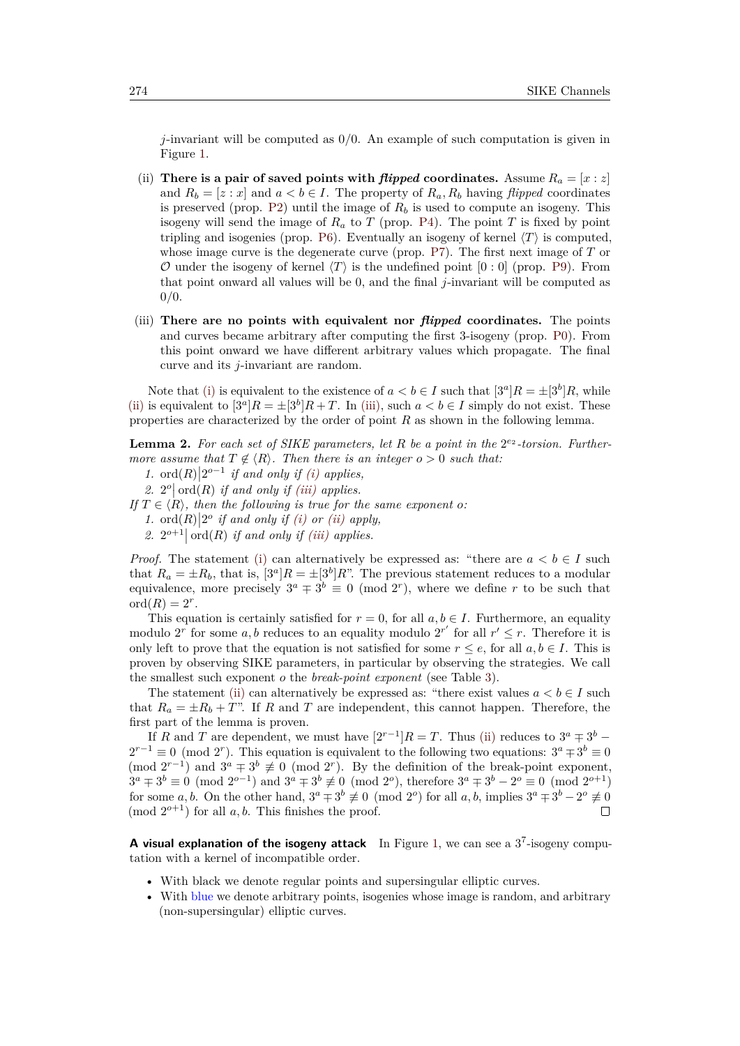$j$-invariant will be computed as 0/0. An example of such computation is given in Figure 1.

(ii) **There is a pair of saved points with *flipped* coordinates.** Assume $R_a = [x : z]$ and $R_b = [z : x]$ and $a < b \in I$. The property of $R_a, R_b$ having *flipped* coordinates is preserved (prop. P2) until the image of $R_b$ is used to compute an isogeny. This isogeny will send the image of $R_a$ to $T$ (prop. P4). The point $T$ is fixed by point tripling and isogenies (prop. P6). Eventually an isogeny of kernel $\langle T \rangle$ is computed, whose image curve is the degenerate curve (prop. P7). The first next image of $T$ or $\mathcal{O}$ under the isogeny of kernel $\langle T \rangle$ is the undefined point $[0 : 0]$ (prop. P9). From that point onward all values will be 0, and the final $j$-invariant will be computed as 0/0.

(iii) **There are no points with equivalent nor *flipped* coordinates.** The points and curves became arbitrary after computing the first 3-isogeny (prop. P0). From this point onward we have different arbitrary values which propagate. The final curve and its $j$-invariant are random.

Note that (i) is equivalent to the existence of $a < b \in I$ such that $[3^a]R = \pm[3^b]R$, while (ii) is equivalent to $[3^a]R = \pm[3^b]R + T$. In (iii), such $a < b \in I$ simply do not exist. These properties are characterized by the order of point $R$ as shown in the following lemma.

**Lemma 2.** *For each set of SIKE parameters, let $R$ be a point in the $2^{e_2}$-torsion. Furthermore assume that $T \notin \langle R \rangle$. Then there is an integer $o > 0$ such that:*

1. $\mathrm{ord}(R) \big| 2^{o-1}$ *if and only if (i) applies,*
2. $2^o \big| \mathrm{ord}(R)$ *if and only if (iii) applies.*

*If $T \in \langle R \rangle$, then the following is true for the same exponent $o$:*

1. $\mathrm{ord}(R) \big| 2^o$ *if and only if (i) or (ii) apply,*
2. $2^{o+1} \big| \mathrm{ord}(R)$ *if and only if (iii) applies.*

*Proof.* The statement (i) can alternatively be expressed as: "there are $a < b \in I$ such that $R_a = \pm R_b$, that is, $[3^a]R = \pm[3^b]R$". The previous statement reduces to a modular equivalence, more precisely $3^a \mp 3^b \equiv 0 \pmod{2^r}$, where we define $r$ to be such that $\mathrm{ord}(R) = 2^r$.

This equation is certainly satisfied for $r = 0$, for all $a, b \in I$. Furthermore, an equality modulo $2^r$ for some $a, b$ reduces to an equality modulo $2^{r'}$ for all $r' \leq r$. Therefore it is only left to prove that the equation is not satisfied for some $r \leq e$, for all $a, b \in I$. This is proven by observing SIKE parameters, in particular by observing the strategies. We call the smallest such exponent $o$ the *break-point exponent* (see Table 3).

The statement (ii) can alternatively be expressed as: "there exist values $a < b \in I$ such that $R_a = \pm R_b + T$". If $R$ and $T$ are independent, this cannot happen. Therefore, the first part of the lemma is proven.

If $R$ and $T$ are dependent, we must have $[2^{r-1}]R = T$. Thus (ii) reduces to $3^a \mp 3^b - 2^{r-1} \equiv 0 \pmod{2^r}$. This equation is equivalent to the following two equations: $3^a \mp 3^b \equiv 0 \pmod{2^{r-1}}$ and $3^a \mp 3^b \not\equiv 0 \pmod{2^r}$. By the definition of the break-point exponent, $3^a \mp 3^b \equiv 0 \pmod{2^{o-1}}$ and $3^a \mp 3^b \not\equiv 0 \pmod{2^o}$, therefore $3^a \mp 3^b - 2^o \equiv 0 \pmod{2^{o+1}}$ for some $a, b$. On the other hand, $3^a \mp 3^b \not\equiv 0 \pmod{2^o}$ for all $a, b$, implies $3^a \mp 3^b - 2^o \not\equiv 0 \pmod{2^{o+1}}$ for all $a, b$. This finishes the proof. ◻

**A visual explanation of the isogeny attack** In Figure 1, we can see a $3^7$-isogeny computation with a kernel of incompatible order.

- With black we denote regular points and supersingular elliptic curves.
- With blue we denote arbitrary points, isogenies whose image is random, and arbitrary (non-supersingular) elliptic curves.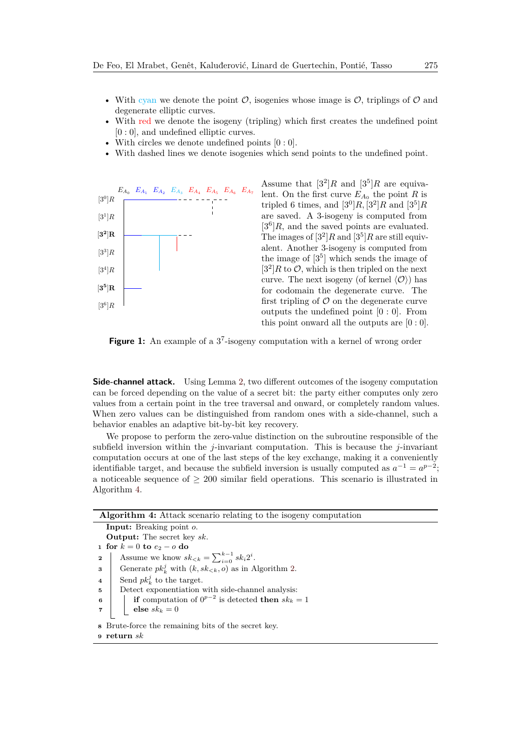- With cyan we denote the point $\mathcal{O}$, isogenies whose image is $\mathcal{O}$, triplings of $\mathcal{O}$ and degenerate elliptic curves.
- With red we denote the isogeny (tripling) which first creates the undefined point $[0:0]$, and undefined elliptic curves.
- With circles we denote undefined points $[0:0]$.
- With dashed lines we denote isogenies which send points to the undefined point.

Assume that $[3^2]R$ and $[3^5]R$ are equivalent. On the first curve $E_{A_0}$ the point $R$ is tripled 6 times, and $[3^0]R, [3^2]R$ and $[3^5]R$ are saved. A 3-isogeny is computed from $[3^6]R$, and the saved points are evaluated. The images of $[3^2]R$ and $[3^5]R$ are still equivalent. Another 3-isogeny is computed from the image of $[3^5]$ which sends the image of $[3^2]R$ to $\mathcal{O}$, which is then tripled on the next curve. The next isogeny (of kernel $\langle\mathcal{O}\rangle$) has for codomain the degenerate curve. The first tripling of $\mathcal{O}$ on the degenerate curve outputs the undefined point $[0:0]$. From this point onward all the outputs are $[0:0]$.

**Figure 1:** An example of a $3^7$-isogeny computation with a kernel of wrong order

**Side-channel attack.** Using Lemma 2, two different outcomes of the isogeny computation can be forced depending on the value of a secret bit: the party either computes only zero values from a certain point in the tree traversal and onward, or completely random values. When zero values can be distinguished from random ones with a side-channel, such a behavior enables an adaptive bit-by-bit key recovery.

We propose to perform the zero-value distinction on the subroutine responsible of the subfield inversion within the $j$-invariant computation. This is because the $j$-invariant computation occurs at one of the last steps of the key exchange, making it a conveniently identifiable target, and because the subfield inversion is usually computed as $a^{-1} = a^{p-2}$; a noticeable sequence of $\geq 200$ similar field operations. This scenario is illustrated in Algorithm 4.

**Algorithm 4:** Attack scenario relating to the isogeny computation

**Input:** Breaking point $o$.
**Output:** The secret key $sk$.

```
1 for k = 0 to e_2 − o do
2     Assume we know sk_{<k} = Σ_{i=0}^{k-1} sk_i 2^i.
3     Generate pk_k^j with (k, sk_{<k}, o) as in Algorithm 2.
4     Send pk_k^j to the target.
5     Detect exponentiation with side-channel analysis:
6         if computation of 0^{p-2} is detected then sk_k = 1
7         else sk_k = 0
8 Brute-force the remaining bits of the secret key.
9 return sk
```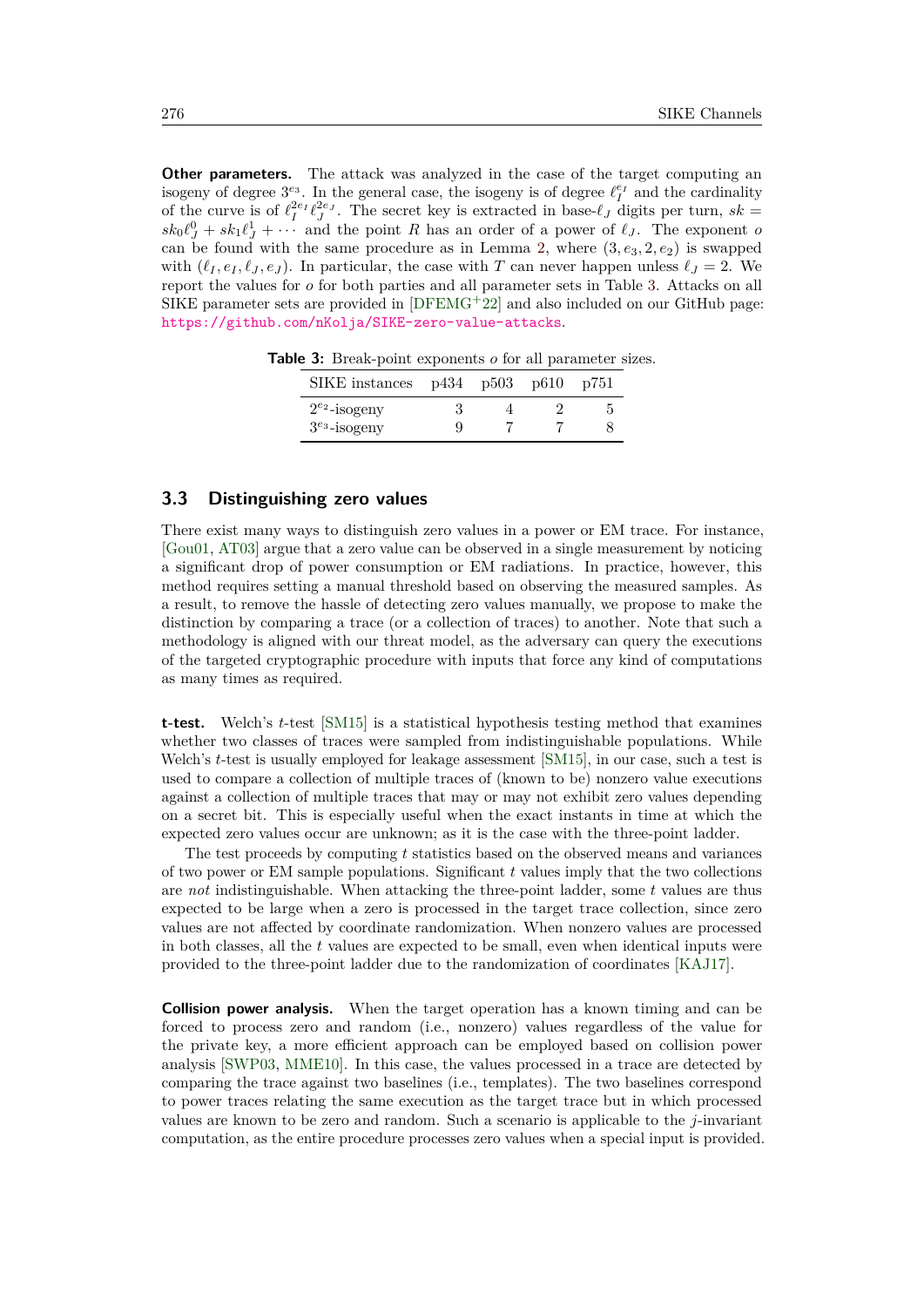**Other parameters.** The attack was analyzed in the case of the target computing an isogeny of degree $3^{e_3}$. In the general case, the isogeny is of degree $\ell_I^{e_I}$ and the cardinality of the curve is of $\ell_I^{2e_I}\ell_J^{2e_J}$. The secret key is extracted in base-$\ell_J$ digits per turn, $sk = sk_0\ell_J^0 + sk_1\ell_J^1 + \cdots$ and the point $R$ has an order of a power of $\ell_J$. The exponent $o$ can be found with the same procedure as in Lemma 2, where $(3, e_3, 2, e_2)$ is swapped with $(\ell_I, e_I, \ell_J, e_J)$. In particular, the case with $T$ can never happen unless $\ell_J = 2$. We report the values for $o$ for both parties and all parameter sets in Table 3. Attacks on all SIKE parameter sets are provided in [DFEMG+22] and also included on our GitHub page: https://github.com/nKolja/SIKE-zero-value-attacks.

**Table 3:** Break-point exponents $o$ for all parameter sizes.

| SIKE instances | p434 | p503 | p610 | p751 |
|---|---|---|---|---|
| $2^{e_2}$-isogeny | 3 | 4 | 2 | 5 |
| $3^{e_3}$-isogeny | 9 | 7 | 7 | 8 |

### 3.3 Distinguishing zero values

There exist many ways to distinguish zero values in a power or EM trace. For instance, [Gou01, AT03] argue that a zero value can be observed in a single measurement by noticing a significant drop of power consumption or EM radiations. In practice, however, this method requires setting a manual threshold based on observing the measured samples. As a result, to remove the hassle of detecting zero values manually, we propose to make the distinction by comparing a trace (or a collection of traces) to another. Note that such a methodology is aligned with our threat model, as the adversary can query the executions of the targeted cryptographic procedure with inputs that force any kind of computations as many times as required.

**t-test.** Welch's $t$-test [SM15] is a statistical hypothesis testing method that examines whether two classes of traces were sampled from indistinguishable populations. While Welch's $t$-test is usually employed for leakage assessment [SM15], in our case, such a test is used to compare a collection of multiple traces of (known to be) nonzero value executions against a collection of multiple traces that may or may not exhibit zero values depending on a secret bit. This is especially useful when the exact instants in time at which the expected zero values occur are unknown; as it is the case with the three-point ladder.

The test proceeds by computing $t$ statistics based on the observed means and variances of two power or EM sample populations. Significant $t$ values imply that the two collections are *not* indistinguishable. When attacking the three-point ladder, some $t$ values are thus expected to be large when a zero is processed in the target trace collection, since zero values are not affected by coordinate randomization. When nonzero values are processed in both classes, all the $t$ values are expected to be small, even when identical inputs were provided to the three-point ladder due to the randomization of coordinates [KAJ17].

**Collision power analysis.** When the target operation has a known timing and can be forced to process zero and random (i.e., nonzero) values regardless of the value for the private key, a more efficient approach can be employed based on collision power analysis [SWP03, MME10]. In this case, the values processed in a trace are detected by comparing the trace against two baselines (i.e., templates). The two baselines correspond to power traces relating the same execution as the target trace but in which processed values are known to be zero and random. Such a scenario is applicable to the $j$-invariant computation, as the entire procedure processes zero values when a special input is provided.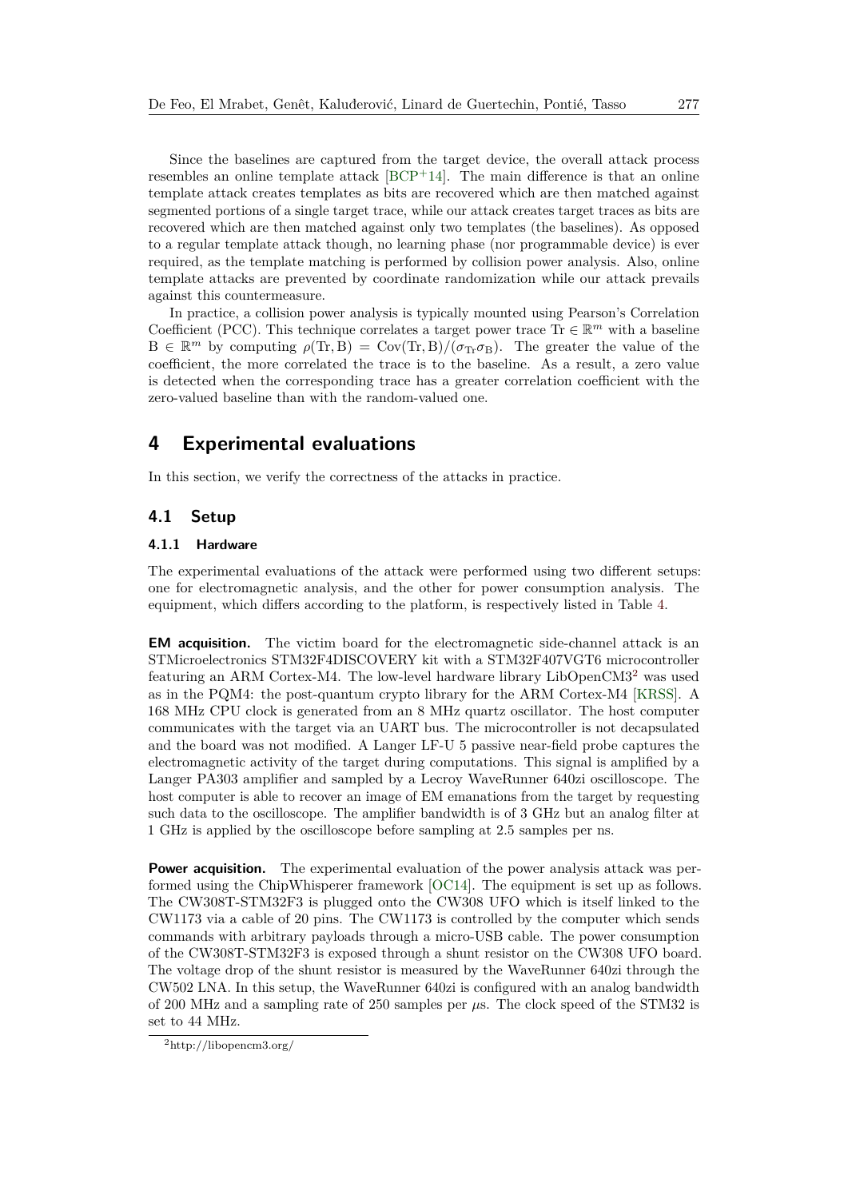Since the baselines are captured from the target device, the overall attack process resembles an online template attack [BCP+14]. The main difference is that an online template attack creates templates as bits are recovered which are then matched against segmented portions of a single target trace, while our attack creates target traces as bits are recovered which are then matched against only two templates (the baselines). As opposed to a regular template attack though, no learning phase (nor programmable device) is ever required, as the template matching is performed by collision power analysis. Also, online template attacks are prevented by coordinate randomization while our attack prevails against this countermeasure.

In practice, a collision power analysis is typically mounted using Pearson's Correlation Coefficient (PCC). This technique correlates a target power trace $\mathrm{Tr} \in \mathbb{R}^m$ with a baseline $\mathrm{B} \in \mathbb{R}^m$ by computing $\rho(\mathrm{Tr}, \mathrm{B}) = \mathrm{Cov}(\mathrm{Tr}, \mathrm{B})/(\sigma_{\mathrm{Tr}}\sigma_{\mathrm{B}})$. The greater the value of the coefficient, the more correlated the trace is to the baseline. As a result, a zero value is detected when the corresponding trace has a greater correlation coefficient with the zero-valued baseline than with the random-valued one.

## 4 Experimental evaluations

In this section, we verify the correctness of the attacks in practice.

### 4.1 Setup

#### 4.1.1 Hardware

The experimental evaluations of the attack were performed using two different setups: one for electromagnetic analysis, and the other for power consumption analysis. The equipment, which differs according to the platform, is respectively listed in Table 4.

**EM acquisition.** The victim board for the electromagnetic side-channel attack is an STMicroelectronics STM32F4DISCOVERY kit with a STM32F407VGT6 microcontroller featuring an ARM Cortex-M4. The low-level hardware library LibOpenCM3[2] was used as in the PQM4: the post-quantum crypto library for the ARM Cortex-M4 [KRSS]. A 168 MHz CPU clock is generated from an 8 MHz quartz oscillator. The host computer communicates with the target via an UART bus. The microcontroller is not decapsulated and the board was not modified. A Langer LF-U 5 passive near-field probe captures the electromagnetic activity of the target during computations. This signal is amplified by a Langer PA303 amplifier and sampled by a Lecroy WaveRunner 640zi oscilloscope. The host computer is able to recover an image of EM emanations from the target by requesting such data to the oscilloscope. The amplifier bandwidth is of 3 GHz but an analog filter at 1 GHz is applied by the oscilloscope before sampling at 2.5 samples per ns.

**Power acquisition.** The experimental evaluation of the power analysis attack was performed using the ChipWhisperer framework [OC14]. The equipment is set up as follows. The CW308T-STM32F3 is plugged onto the CW308 UFO which is itself linked to the CW1173 via a cable of 20 pins. The CW1173 is controlled by the computer which sends commands with arbitrary payloads through a micro-USB cable. The power consumption of the CW308T-STM32F3 is exposed through a shunt resistor on the CW308 UFO board. The voltage drop of the shunt resistor is measured by the WaveRunner 640zi through the CW502 LNA. In this setup, the WaveRunner 640zi is configured with an analog bandwidth of 200 MHz and a sampling rate of 250 samples per $\mu$s. The clock speed of the STM32 is set to 44 MHz.

[2] http://libopencm3.org/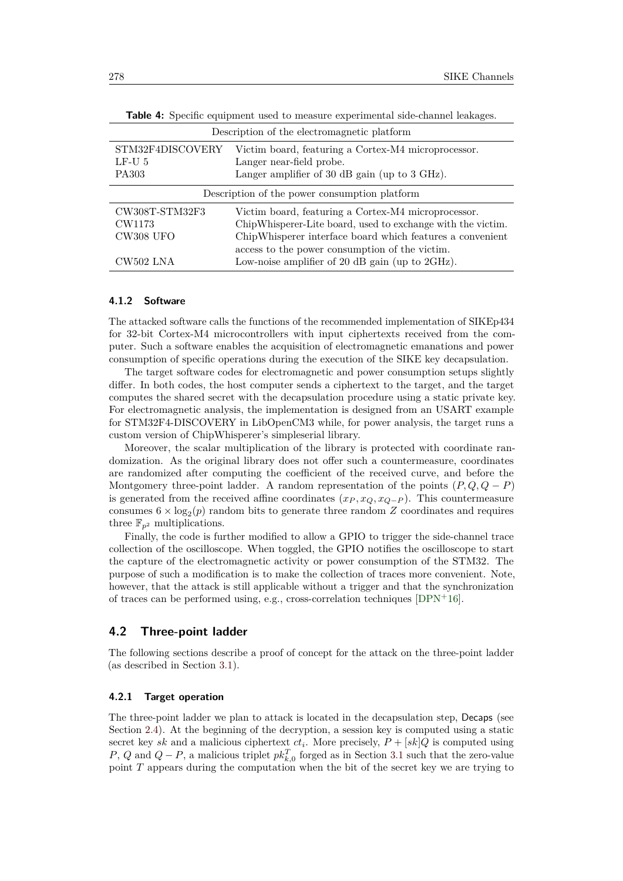**Table 4:** Specific equipment used to measure experimental side-channel leakages.

| Description of the electromagnetic platform | |
|---|---|
| STM32F4DISCOVERY | Victim board, featuring a Cortex-M4 microprocessor. |
| LF-U 5 | Langer near-field probe. |
| PA303 | Langer amplifier of 30 dB gain (up to 3 GHz). |
| **Description of the power consumption platform** | |
| CW308T-STM32F3 | Victim board, featuring a Cortex-M4 microprocessor. |
| CW1173 | ChipWhisperer-Lite board, used to exchange with the victim. |
| CW308 UFO | ChipWhisperer interface board which features a convenient access to the power consumption of the victim. |
| CW502 LNA | Low-noise amplifier of 20 dB gain (up to 2GHz). |

#### 4.1.2 Software

The attacked software calls the functions of the recommended implementation of SIKEp434 for 32-bit Cortex-M4 microcontrollers with input ciphertexts received from the computer. Such a software enables the acquisition of electromagnetic emanations and power consumption of specific operations during the execution of the SIKE key decapsulation.

The target software codes for electromagnetic and power consumption setups slightly differ. In both codes, the host computer sends a ciphertext to the target, and the target computes the shared secret with the decapsulation procedure using a static private key. For electromagnetic analysis, the implementation is designed from an USART example for STM32F4-DISCOVERY in LibOpenCM3 while, for power analysis, the target runs a custom version of ChipWhisperer's simpleserial library.

Moreover, the scalar multiplication of the library is protected with coordinate randomization. As the original library does not offer such a countermeasure, coordinates are randomized after computing the coefficient of the received curve, and before the Montgomery three-point ladder. A random representation of the points $(P, Q, Q-P)$ is generated from the received affine coordinates $(x_P, x_Q, x_{Q-P})$. This countermeasure consumes $6 \times \log_2(p)$ random bits to generate three random $Z$ coordinates and requires three $\mathbb{F}_{p^2}$ multiplications.

Finally, the code is further modified to allow a GPIO to trigger the side-channel trace collection of the oscilloscope. When toggled, the GPIO notifies the oscilloscope to start the capture of the electromagnetic activity or power consumption of the STM32. The purpose of such a modification is to make the collection of traces more convenient. Note, however, that the attack is still applicable without a trigger and that the synchronization of traces can be performed using, e.g., cross-correlation techniques [DPN+16].

### 4.2 Three-point ladder

The following sections describe a proof of concept for the attack on the three-point ladder (as described in Section 3.1).

#### 4.2.1 Target operation

The three-point ladder we plan to attack is located in the decapsulation step, Decaps (see Section 2.4). At the beginning of the decryption, a session key is computed using a static secret key $sk$ and a malicious ciphertext $ct_i$. More precisely, $P + [sk]Q$ is computed using $P$, $Q$ and $Q - P$, a malicious triplet $pk^T_{k,0}$ forged as in Section 3.1 such that the zero-value point $T$ appears during the computation when the bit of the secret key we are trying to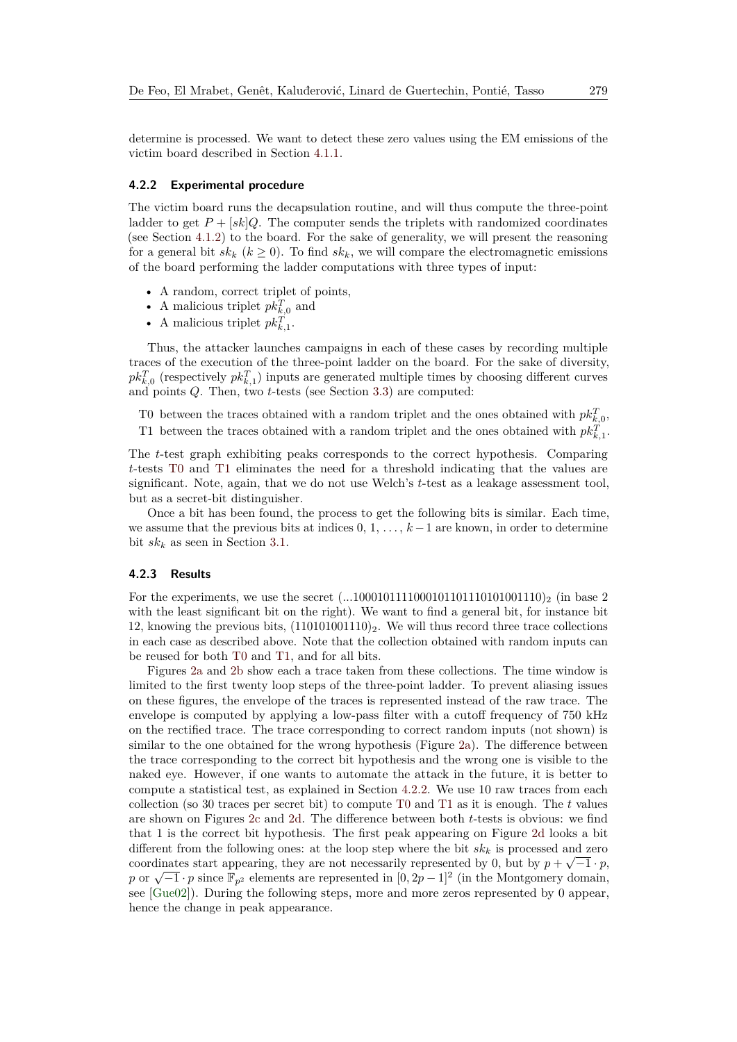determine is processed. We want to detect these zero values using the EM emissions of the victim board described in Section 4.1.1.

### 4.2.2 Experimental procedure

The victim board runs the decapsulation routine, and will thus compute the three-point ladder to get $P + [sk]Q$. The computer sends the triplets with randomized coordinates (see Section 4.1.2) to the board. For the sake of generality, we will present the reasoning for a general bit $sk_k$ ($k \geq 0$). To find $sk_k$, we will compare the electromagnetic emissions of the board performing the ladder computations with three types of input:

- A random, correct triplet of points,
- A malicious triplet $pk^T_{k,0}$ and
- A malicious triplet $pk^T_{k,1}$.

Thus, the attacker launches campaigns in each of these cases by recording multiple traces of the execution of the three-point ladder on the board. For the sake of diversity, $pk^T_{k,0}$ (respectively $pk^T_{k,1}$) inputs are generated multiple times by choosing different curves and points $Q$. Then, two $t$-tests (see Section 3.3) are computed:

T0 between the traces obtained with a random triplet and the ones obtained with $pk^T_{k,0}$,

T1 between the traces obtained with a random triplet and the ones obtained with $pk^T_{k,1}$.

The $t$-test graph exhibiting peaks corresponds to the correct hypothesis. Comparing $t$-tests T0 and T1 eliminates the need for a threshold indicating that the values are significant. Note, again, that we do not use Welch's $t$-test as a leakage assessment tool, but as a secret-bit distinguisher.

Once a bit has been found, the process to get the following bits is similar. Each time, we assume that the previous bits at indices $0, 1, \ldots, k-1$ are known, in order to determine bit $sk_k$ as seen in Section 3.1.

### 4.2.3 Results

For the experiments, we use the secret $(...1000101111000101101110101001110)_2$ (in base 2 with the least significant bit on the right). We want to find a general bit, for instance bit 12, knowing the previous bits, $(110101001110)_2$. We will thus record three trace collections in each case as described above. Note that the collection obtained with random inputs can be reused for both T0 and T1, and for all bits.

Figures 2a and 2b show each a trace taken from these collections. The time window is limited to the first twenty loop steps of the three-point ladder. To prevent aliasing issues on these figures, the envelope of the traces is represented instead of the raw trace. The envelope is computed by applying a low-pass filter with a cutoff frequency of 750 kHz on the rectified trace. The trace corresponding to correct random inputs (not shown) is similar to the one obtained for the wrong hypothesis (Figure 2a). The difference between the trace corresponding to the correct bit hypothesis and the wrong one is visible to the naked eye. However, if one wants to automate the attack in the future, it is better to compute a statistical test, as explained in Section 4.2.2. We use 10 raw traces from each collection (so 30 traces per secret bit) to compute T0 and T1 as it is enough. The $t$ values are shown on Figures 2c and 2d. The difference between both $t$-tests is obvious: we find that 1 is the correct bit hypothesis. The first peak appearing on Figure 2d looks a bit different from the following ones: at the loop step where the bit $sk_k$ is processed and zero coordinates start appearing, they are not necessarily represented by 0, but by $p + \sqrt{-1} \cdot p$, $p$ or $\sqrt{-1} \cdot p$ since $\mathbb{F}_{p^2}$ elements are represented in $[0, 2p-1]^2$ (in the Montgomery domain, see [Gue02]). During the following steps, more and more zeros represented by 0 appear, hence the change in peak appearance.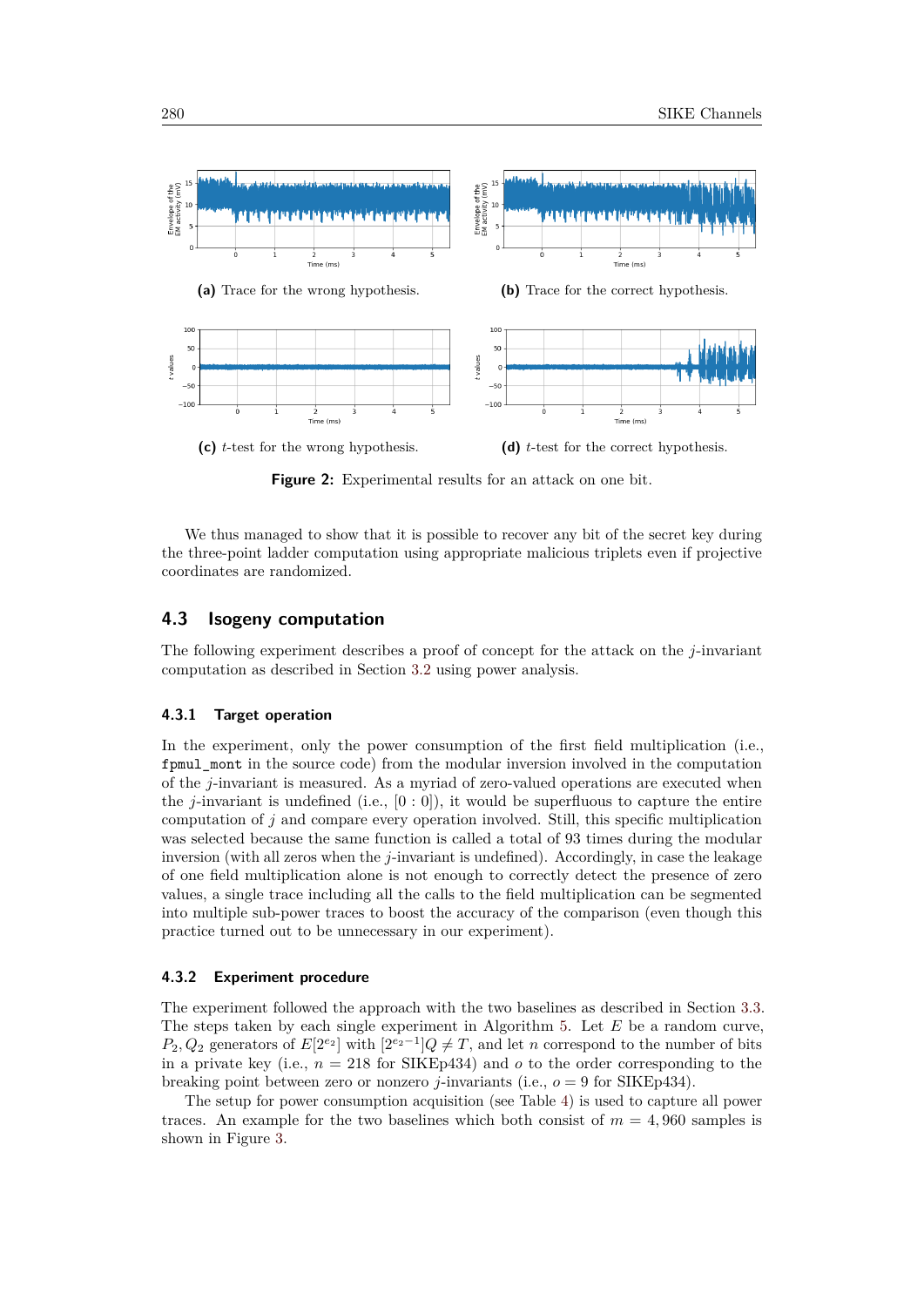(a) Trace for the wrong hypothesis.

(b) Trace for the correct hypothesis.

(c) $t$-test for the wrong hypothesis.

(d) $t$-test for the correct hypothesis.

**Figure 2:** Experimental results for an attack on one bit.

We thus managed to show that it is possible to recover any bit of the secret key during the three-point ladder computation using appropriate malicious triplets even if projective coordinates are randomized.

## 4.3 Isogeny computation

The following experiment describes a proof of concept for the attack on the $j$-invariant computation as described in Section 3.2 using power analysis.

### 4.3.1 Target operation

In the experiment, only the power consumption of the first field multiplication (i.e., `fpmul_mont` in the source code) from the modular inversion involved in the computation of the $j$-invariant is measured. As a myriad of zero-valued operations are executed when the $j$-invariant is undefined (i.e., $[0 : 0]$), it would be superfluous to capture the entire computation of $j$ and compare every operation involved. Still, this specific multiplication was selected because the same function is called a total of 93 times during the modular inversion (with all zeros when the $j$-invariant is undefined). Accordingly, in case the leakage of one field multiplication alone is not enough to correctly detect the presence of zero values, a single trace including all the calls to the field multiplication can be segmented into multiple sub-power traces to boost the accuracy of the comparison (even though this practice turned out to be unnecessary in our experiment).

### 4.3.2 Experiment procedure

The experiment followed the approach with the two baselines as described in Section 3.3. The steps taken by each single experiment in Algorithm 5. Let $E$ be a random curve, $P_2, Q_2$ generators of $E[2^{e_2}]$ with $[2^{e_2-1}]Q \neq T$, and let $n$ correspond to the number of bits in a private key (i.e., $n = 218$ for SIKEp434) and $o$ to the order corresponding to the breaking point between zero or nonzero $j$-invariants (i.e., $o = 9$ for SIKEp434).

The setup for power consumption acquisition (see Table 4) is used to capture all power traces. An example for the two baselines which both consist of $m = 4,960$ samples is shown in Figure 3.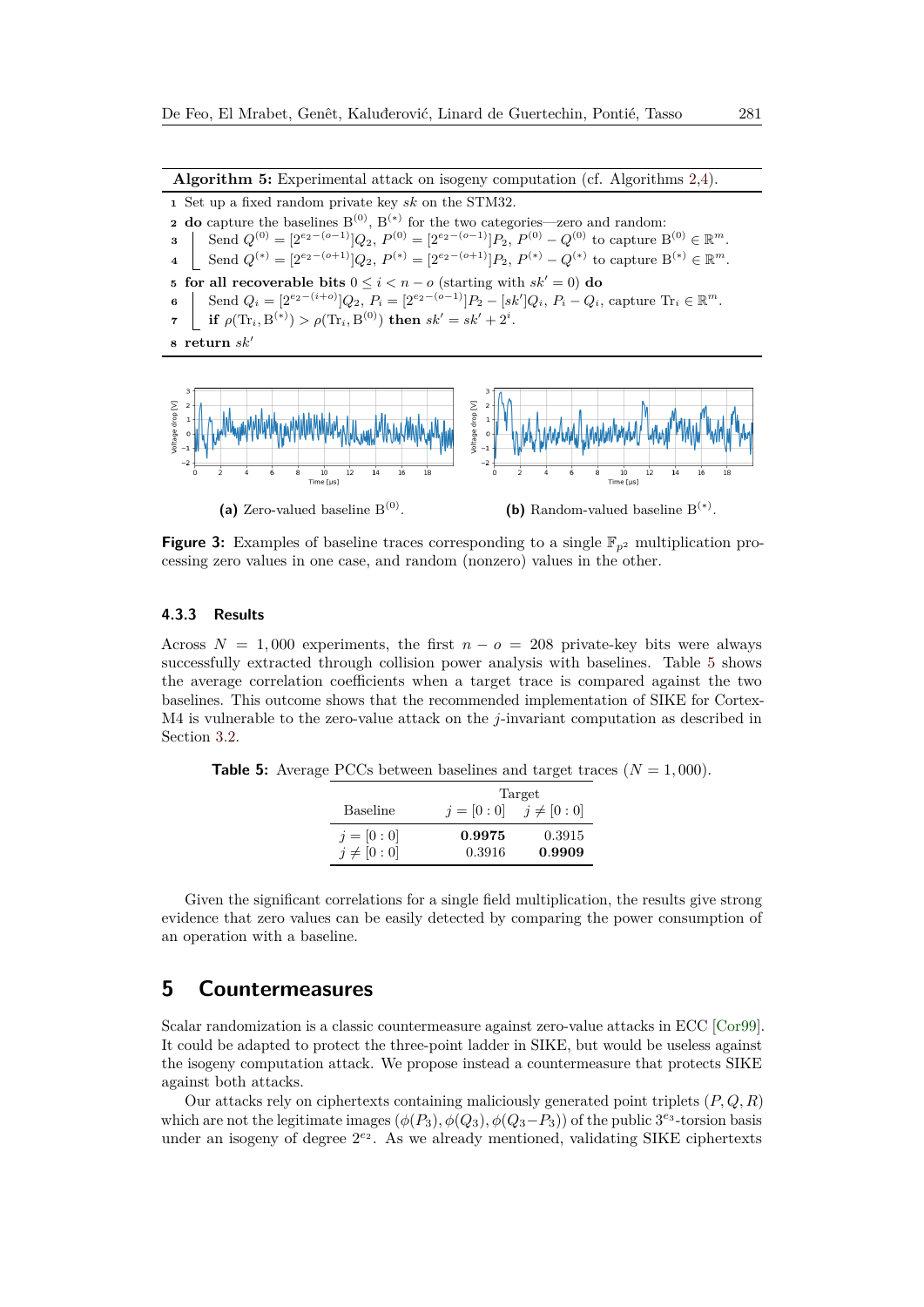**Algorithm 5:** Experimental attack on isogeny computation (cf. Algorithms 2,4).

1. Set up a fixed random private key $sk$ on the STM32.
2. **do** capture the baselines $\mathrm{B}^{(0)}$, $\mathrm{B}^{(*)}$ for the two categories—zero and random:
3. Send $Q^{(0)} = [2^{e_2-(o-1)}]Q_2$, $P^{(0)} = [2^{e_2-(o-1)}]P_2$, $P^{(0)} - Q^{(0)}$ to capture $\mathrm{B}^{(0)} \in \mathbb{R}^m$.
4. Send $Q^{(*)} = [2^{e_2-(o+1)}]Q_2$, $P^{(*)} = [2^{e_2-(o+1)}]P_2$, $P^{(*)} - Q^{(*)}$ to capture $\mathrm{B}^{(*)} \in \mathbb{R}^m$.
5. **for all recoverable bits** $0 \leq i < n - o$ (starting with $sk' = 0$) **do**
6. Send $Q_i = [2^{e_2-(i+o)}]Q_2$, $P_i = [2^{e_2-(o-1)}]P_2 - [sk']Q_i$, $P_i - Q_i$, capture $\mathrm{Tr}_i \in \mathbb{R}^m$.
7. **if** $\rho(\mathrm{Tr}_i, \mathrm{B}^{(*)}) > \rho(\mathrm{Tr}_i, \mathrm{B}^{(0)})$ **then** $sk' = sk' + 2^i$.
8. **return** $sk'$

(a) Zero-valued baseline $\mathrm{B}^{(0)}$.

(b) Random-valued baseline $\mathrm{B}^{(*)}$.

**Figure 3:** Examples of baseline traces corresponding to a single $\mathbb{F}_{p^2}$ multiplication processing zero values in one case, and random (nonzero) values in the other.

### 4.3.3 Results

Across $N = 1,000$ experiments, the first $n - o = 208$ private-key bits were always successfully extracted through collision power analysis with baselines. Table 5 shows the average correlation coefficients when a target trace is compared against the two baselines. This outcome shows that the recommended implementation of SIKE for Cortex-M4 is vulnerable to the zero-value attack on the $j$-invariant computation as described in Section 3.2.

**Table 5:** Average PCCs between baselines and target traces ($N = 1,000$).

| Baseline | Target $j = [0:0]$ | Target $j \neq [0:0]$ |
|---|---|---|
| $j = [0:0]$ | **0.9975** | 0.3915 |
| $j \neq [0:0]$ | 0.3916 | **0.9909** |

Given the significant correlations for a single field multiplication, the results give strong evidence that zero values can be easily detected by comparing the power consumption of an operation with a baseline.

## 5 Countermeasures

Scalar randomization is a classic countermeasure against zero-value attacks in ECC [Cor99]. It could be adapted to protect the three-point ladder in SIKE, but would be useless against the isogeny computation attack. We propose instead a countermeasure that protects SIKE against both attacks.

Our attacks rely on ciphertexts containing maliciously generated point triplets $(P, Q, R)$ which are not the legitimate images $(\phi(P_3), \phi(Q_3), \phi(Q_3 - P_3))$ of the public $3^{e_3}$-torsion basis under an isogeny of degree $2^{e_2}$. As we already mentioned, validating SIKE ciphertexts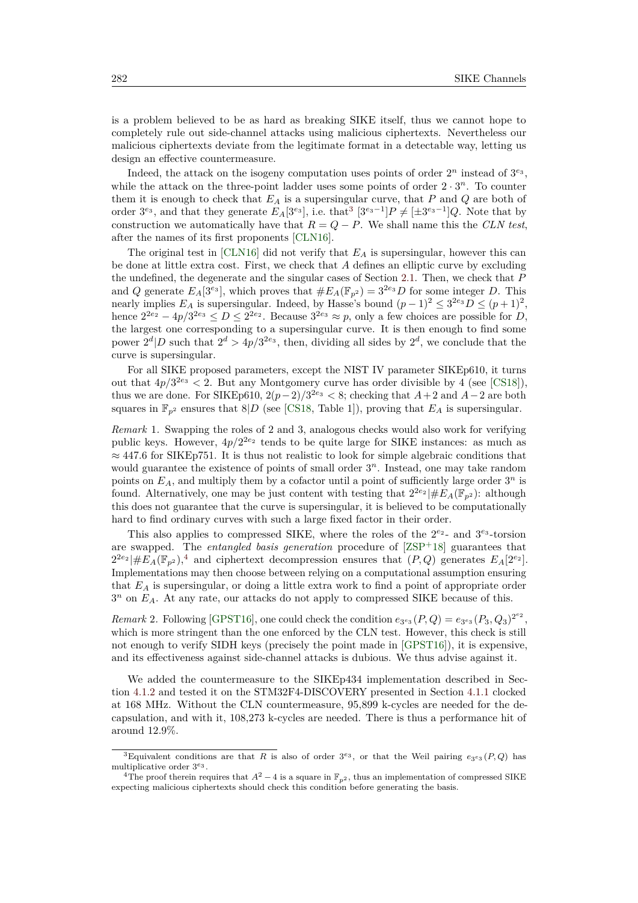is a problem believed to be as hard as breaking SIKE itself, thus we cannot hope to completely rule out side-channel attacks using malicious ciphertexts. Nevertheless our malicious ciphertexts deviate from the legitimate format in a detectable way, letting us design an effective countermeasure.

Indeed, the attack on the isogeny computation uses points of order $2^n$ instead of $3^{e_3}$, while the attack on the three-point ladder uses some points of order $2 \cdot 3^n$. To counter them it is enough to check that $E_A$ is a supersingular curve, that $P$ and $Q$ are both of order $3^{e_3}$, and that they generate $E_A[3^{e_3}]$, i.e. that[3] $[3^{e_3-1}]P \neq [\pm 3^{e_3-1}]Q$. Note that by construction we automatically have that $R = Q - P$. We shall name this the *CLN test*, after the names of its first proponents [CLN16].

The original test in [CLN16] did not verify that $E_A$ is supersingular, however this can be done at little extra cost. First, we check that $A$ defines an elliptic curve by excluding the undefined, the degenerate and the singular cases of Section 2.1. Then, we check that $P$ and $Q$ generate $E_A[3^{e_3}]$, which proves that $\#E_A(\mathbb{F}_{p^2}) = 3^{2e_3}D$ for some integer $D$. This nearly implies $E_A$ is supersingular. Indeed, by Hasse's bound $(p-1)^2 \leq 3^{2e_3}D \leq (p+1)^2$, hence $2^{2e_2} - 4p/3^{2e_3} \leq D \leq 2^{2e_2}$. Because $3^{2e_3} \approx p$, only a few choices are possible for $D$, the largest one corresponding to a supersingular curve. It is then enough to find some power $2^d | D$ such that $2^d > 4p/3^{2e_3}$, then, dividing all sides by $2^d$, we conclude that the curve is supersingular.

For all SIKE proposed parameters, except the NIST IV parameter SIKEp610, it turns out that $4p/3^{2e_3} < 2$. But any Montgomery curve has order divisible by 4 (see [CS18]), thus we are done. For SIKEp610, $2(p-2)/3^{2e_3} < 8$; checking that $A+2$ and $A-2$ are both squares in $\mathbb{F}_{p^2}$ ensures that $8|D$ (see [CS18, Table 1]), proving that $E_A$ is supersingular.

*Remark* 1. Swapping the roles of 2 and 3, analogous checks would also work for verifying public keys. However, $4p/2^{2e_2}$ tends to be quite large for SIKE instances: as much as $\approx 447.6$ for SIKEp751. It is thus not realistic to look for simple algebraic conditions that would guarantee the existence of points of small order $3^n$. Instead, one may take random points on $E_A$, and multiply them by a cofactor until a point of sufficiently large order $3^n$ is found. Alternatively, one may be just content with testing that $2^{2e_2} | \#E_A(\mathbb{F}_{p^2})$: although this does not guarantee that the curve is supersingular, it is believed to be computationally hard to find ordinary curves with such a large fixed factor in their order.

This also applies to compressed SIKE, where the roles of the $2^{e_2}$- and $3^{e_3}$-torsion are swapped. The *entangled basis generation* procedure of [ZSP+18] guarantees that $2^{2e_2} | \#E_A(\mathbb{F}_{p^2})$,[4] and ciphertext decompression ensures that $(P, Q)$ generates $E_A[2^{e_2}]$. Implementations may then choose between relying on a computational assumption ensuring that $E_A$ is supersingular, or doing a little extra work to find a point of appropriate order $3^n$ on $E_A$. At any rate, our attacks do not apply to compressed SIKE because of this.

*Remark* 2. Following [GPST16], one could check the condition $e_{3^{e_3}}(P, Q) = e_{3^{e_3}}(P_3, Q_3)^{2^{e_2}}$, which is more stringent than the one enforced by the CLN test. However, this check is still not enough to verify SIDH keys (precisely the point made in [GPST16]), it is expensive, and its effectiveness against side-channel attacks is dubious. We thus advise against it.

We added the countermeasure to the SIKEp434 implementation described in Section 4.1.2 and tested it on the STM32F4-DISCOVERY presented in Section 4.1.1 clocked at 168 MHz. Without the CLN countermeasure, 95,899 k-cycles are needed for the decapsulation, and with it, 108,273 k-cycles are needed. There is thus a performance hit of around 12.9%.

---

[3] Equivalent conditions are that $R$ is also of order $3^{e_3}$, or that the Weil pairing $e_{3^{e_3}}(P, Q)$ has multiplicative order $3^{e_3}$.

[4] The proof therein requires that $A^2 - 4$ is a square in $\mathbb{F}_{p^2}$, thus an implementation of compressed SIKE expecting malicious ciphertexts should check this condition before generating the basis.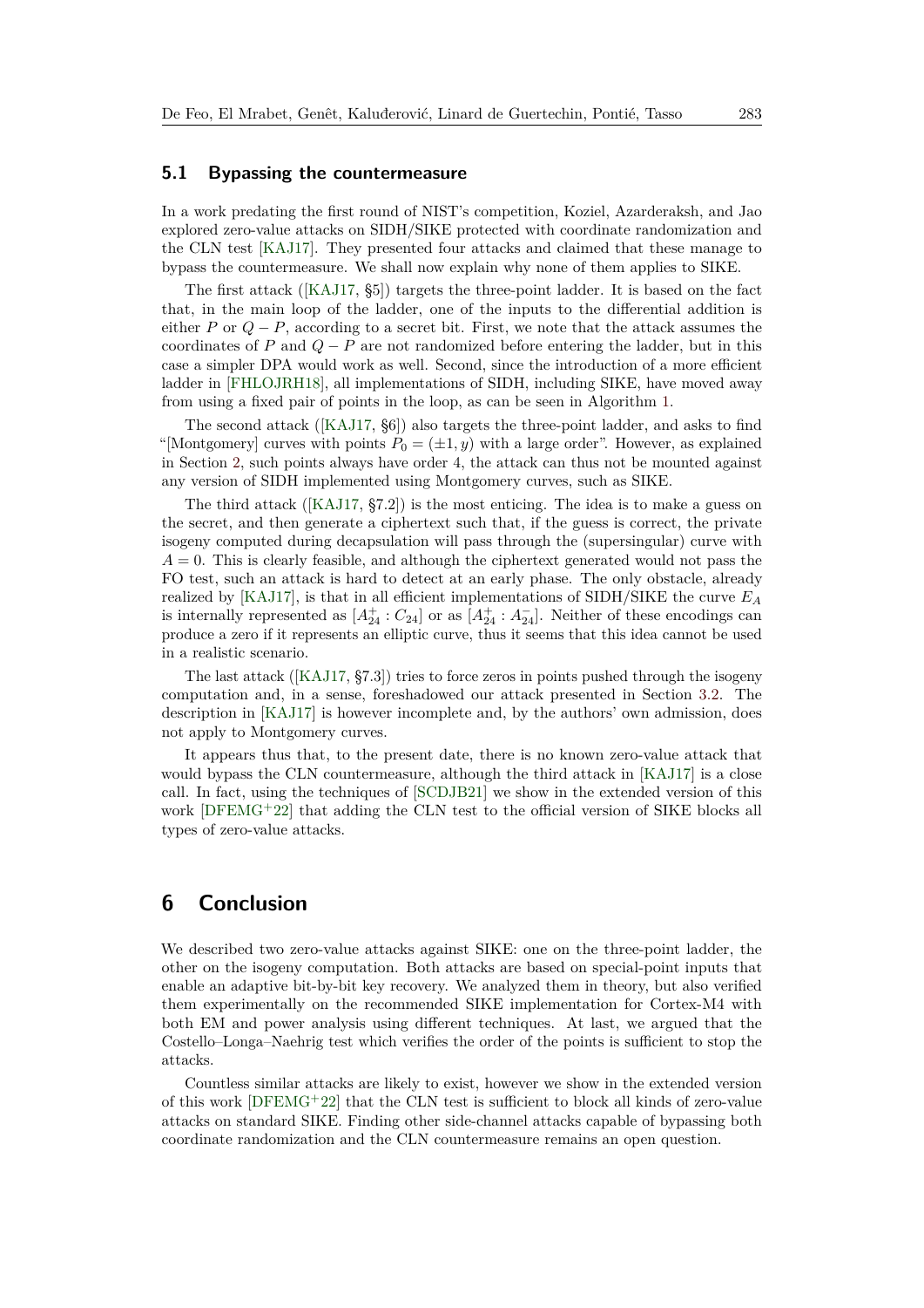### 5.1 Bypassing the countermeasure

In a work predating the first round of NIST's competition, Koziel, Azarderaksh, and Jao explored zero-value attacks on SIDH/SIKE protected with coordinate randomization and the CLN test [KAJ17]. They presented four attacks and claimed that these manage to bypass the countermeasure. We shall now explain why none of them applies to SIKE.

The first attack ([KAJ17, §5]) targets the three-point ladder. It is based on the fact that, in the main loop of the ladder, one of the inputs to the differential addition is either $P$ or $Q - P$, according to a secret bit. First, we note that the attack assumes the coordinates of $P$ and $Q - P$ are not randomized before entering the ladder, but in this case a simpler DPA would work as well. Second, since the introduction of a more efficient ladder in [FHLOJRH18], all implementations of SIDH, including SIKE, have moved away from using a fixed pair of points in the loop, as can be seen in Algorithm 1.

The second attack ([KAJ17, §6]) also targets the three-point ladder, and asks to find "[Montgomery] curves with points $P_0 = (\pm 1, y)$ with a large order". However, as explained in Section 2, such points always have order 4, the attack can thus not be mounted against any version of SIDH implemented using Montgomery curves, such as SIKE.

The third attack ([KAJ17, §7.2]) is the most enticing. The idea is to make a guess on the secret, and then generate a ciphertext such that, if the guess is correct, the private isogeny computed during decapsulation will pass through the (supersingular) curve with $A = 0$. This is clearly feasible, and although the ciphertext generated would not pass the FO test, such an attack is hard to detect at an early phase. The only obstacle, already realized by [KAJ17], is that in all efficient implementations of SIDH/SIKE the curve $E_A$ is internally represented as $[A_{24}^+ : C_{24}]$ or as $[A_{24}^+ : A_{24}^-]$. Neither of these encodings can produce a zero if it represents an elliptic curve, thus it seems that this idea cannot be used in a realistic scenario.

The last attack ([KAJ17, §7.3]) tries to force zeros in points pushed through the isogeny computation and, in a sense, foreshadowed our attack presented in Section 3.2. The description in [KAJ17] is however incomplete and, by the authors' own admission, does not apply to Montgomery curves.

It appears thus that, to the present date, there is no known zero-value attack that would bypass the CLN countermeasure, although the third attack in [KAJ17] is a close call. In fact, using the techniques of [SCDJB21] we show in the extended version of this work [DFEMG+22] that adding the CLN test to the official version of SIKE blocks all types of zero-value attacks.

## 6 Conclusion

We described two zero-value attacks against SIKE: one on the three-point ladder, the other on the isogeny computation. Both attacks are based on special-point inputs that enable an adaptive bit-by-bit key recovery. We analyzed them in theory, but also verified them experimentally on the recommended SIKE implementation for Cortex-M4 with both EM and power analysis using different techniques. At last, we argued that the Costello–Longa–Naehrig test which verifies the order of the points is sufficient to stop the attacks.

Countless similar attacks are likely to exist, however we show in the extended version of this work [DFEMG+22] that the CLN test is sufficient to block all kinds of zero-value attacks on standard SIKE. Finding other side-channel attacks capable of bypassing both coordinate randomization and the CLN countermeasure remains an open question.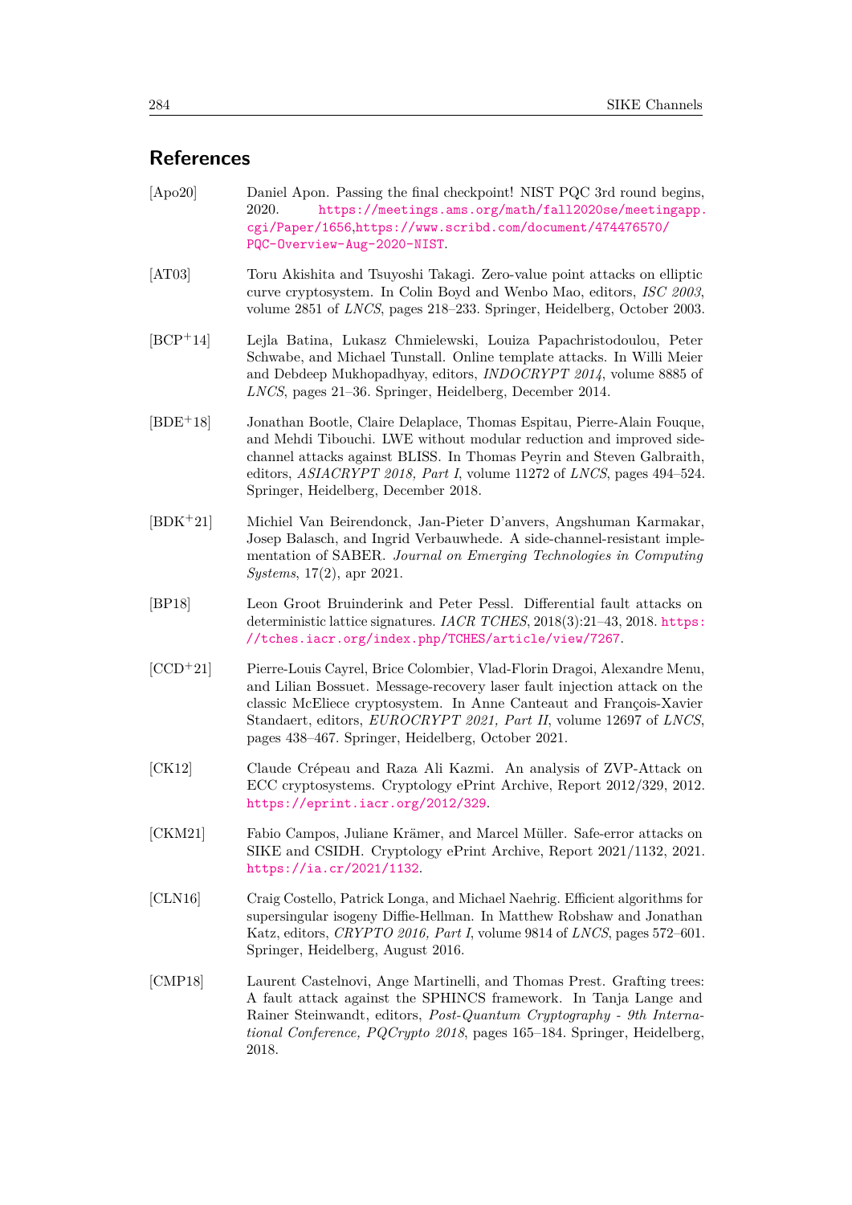## References

[Apo20] Daniel Apon. Passing the final checkpoint! NIST PQC 3rd round begins, 2020. https://meetings.ams.org/math/fall2020se/meetingapp.cgi/Paper/1656,https://www.scribd.com/document/474476570/PQC-Overview-Aug-2020-NIST.

[AT03] Toru Akishita and Tsuyoshi Takagi. Zero-value point attacks on elliptic curve cryptosystem. In Colin Boyd and Wenbo Mao, editors, *ISC 2003*, volume 2851 of *LNCS*, pages 218–233. Springer, Heidelberg, October 2003.

[BCP+14] Lejla Batina, Lukasz Chmielewski, Louiza Papachristodoulou, Peter Schwabe, and Michael Tunstall. Online template attacks. In Willi Meier and Debdeep Mukhopadhyay, editors, *INDOCRYPT 2014*, volume 8885 of *LNCS*, pages 21–36. Springer, Heidelberg, December 2014.

[BDE+18] Jonathan Bootle, Claire Delaplace, Thomas Espitau, Pierre-Alain Fouque, and Mehdi Tibouchi. LWE without modular reduction and improved side-channel attacks against BLISS. In Thomas Peyrin and Steven Galbraith, editors, *ASIACRYPT 2018, Part I*, volume 11272 of *LNCS*, pages 494–524. Springer, Heidelberg, December 2018.

[BDK+21] Michiel Van Beirendonck, Jan-Pieter D'anvers, Angshuman Karmakar, Josep Balasch, and Ingrid Verbauwhede. A side-channel-resistant implementation of SABER. *Journal on Emerging Technologies in Computing Systems*, 17(2), apr 2021.

[BP18] Leon Groot Bruinderink and Peter Pessl. Differential fault attacks on deterministic lattice signatures. *IACR TCHES*, 2018(3):21–43, 2018. https://tches.iacr.org/index.php/TCHES/article/view/7267.

[CCD+21] Pierre-Louis Cayrel, Brice Colombier, Vlad-Florin Dragoi, Alexandre Menu, and Lilian Bossuet. Message-recovery laser fault injection attack on the classic McEliece cryptosystem. In Anne Canteaut and François-Xavier Standaert, editors, *EUROCRYPT 2021, Part II*, volume 12697 of *LNCS*, pages 438–467. Springer, Heidelberg, October 2021.

[CK12] Claude Crépeau and Raza Ali Kazmi. An analysis of ZVP-Attack on ECC cryptosystems. Cryptology ePrint Archive, Report 2012/329, 2012. https://eprint.iacr.org/2012/329.

[CKM21] Fabio Campos, Juliane Krämer, and Marcel Müller. Safe-error attacks on SIKE and CSIDH. Cryptology ePrint Archive, Report 2021/1132, 2021. https://ia.cr/2021/1132.

[CLN16] Craig Costello, Patrick Longa, and Michael Naehrig. Efficient algorithms for supersingular isogeny Diffie-Hellman. In Matthew Robshaw and Jonathan Katz, editors, *CRYPTO 2016, Part I*, volume 9814 of *LNCS*, pages 572–601. Springer, Heidelberg, August 2016.

[CMP18] Laurent Castelnovi, Ange Martinelli, and Thomas Prest. Grafting trees: A fault attack against the SPHINCS framework. In Tanja Lange and Rainer Steinwandt, editors, *Post-Quantum Cryptography - 9th International Conference, PQCrypto 2018*, pages 165–184. Springer, Heidelberg, 2018.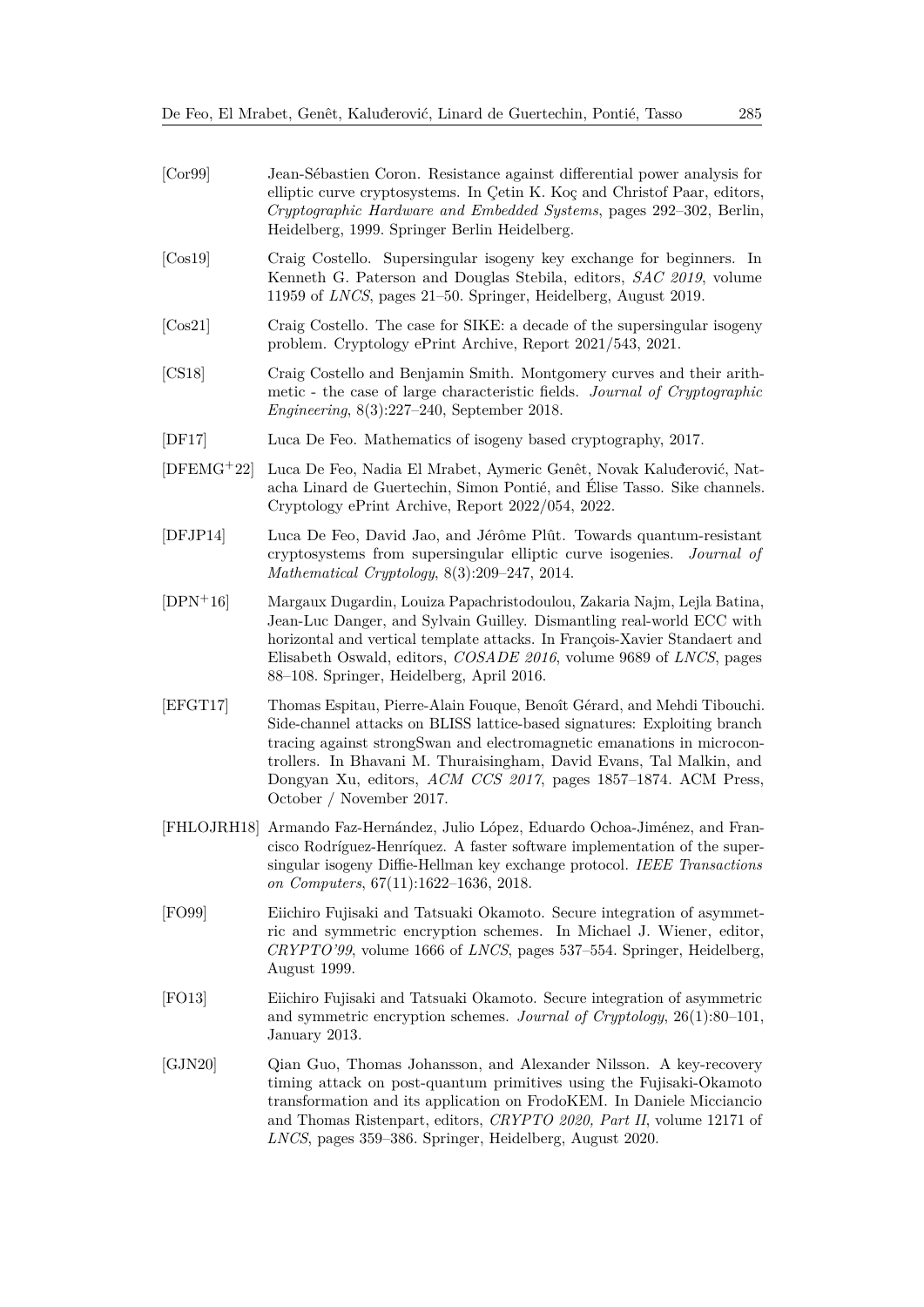[Cor99] Jean-Sébastien Coron. Resistance against differential power analysis for elliptic curve cryptosystems. In Çetin K. Koç and Christof Paar, editors, *Cryptographic Hardware and Embedded Systems*, pages 292–302, Berlin, Heidelberg, 1999. Springer Berlin Heidelberg.

[Cos19] Craig Costello. Supersingular isogeny key exchange for beginners. In Kenneth G. Paterson and Douglas Stebila, editors, *SAC 2019*, volume 11959 of *LNCS*, pages 21–50. Springer, Heidelberg, August 2019.

[Cos21] Craig Costello. The case for SIKE: a decade of the supersingular isogeny problem. Cryptology ePrint Archive, Report 2021/543, 2021.

[CS18] Craig Costello and Benjamin Smith. Montgomery curves and their arithmetic - the case of large characteristic fields. *Journal of Cryptographic Engineering*, 8(3):227–240, September 2018.

[DF17] Luca De Feo. Mathematics of isogeny based cryptography, 2017.

[DFEMG+22] Luca De Feo, Nadia El Mrabet, Aymeric Genêt, Novak Kaluđerović, Natacha Linard de Guertechin, Simon Pontié, and Élise Tasso. Sike channels. Cryptology ePrint Archive, Report 2022/054, 2022.

[DFJP14] Luca De Feo, David Jao, and Jérôme Plût. Towards quantum-resistant cryptosystems from supersingular elliptic curve isogenies. *Journal of Mathematical Cryptology*, 8(3):209–247, 2014.

[DPN+16] Margaux Dugardin, Louiza Papachristodoulou, Zakaria Najm, Lejla Batina, Jean-Luc Danger, and Sylvain Guilley. Dismantling real-world ECC with horizontal and vertical template attacks. In François-Xavier Standaert and Elisabeth Oswald, editors, *COSADE 2016*, volume 9689 of *LNCS*, pages 88–108. Springer, Heidelberg, April 2016.

[EFGT17] Thomas Espitau, Pierre-Alain Fouque, Benoît Gérard, and Mehdi Tibouchi. Side-channel attacks on BLISS lattice-based signatures: Exploiting branch tracing against strongSwan and electromagnetic emanations in microcontrollers. In Bhavani M. Thuraisingham, David Evans, Tal Malkin, and Dongyan Xu, editors, *ACM CCS 2017*, pages 1857–1874. ACM Press, October / November 2017.

[FHLOJRH18] Armando Faz-Hernández, Julio López, Eduardo Ochoa-Jiménez, and Francisco Rodríguez-Henríquez. A faster software implementation of the supersingular isogeny Diffie-Hellman key exchange protocol. *IEEE Transactions on Computers*, 67(11):1622–1636, 2018.

[FO99] Eiichiro Fujisaki and Tatsuaki Okamoto. Secure integration of asymmetric and symmetric encryption schemes. In Michael J. Wiener, editor, *CRYPTO'99*, volume 1666 of *LNCS*, pages 537–554. Springer, Heidelberg, August 1999.

[FO13] Eiichiro Fujisaki and Tatsuaki Okamoto. Secure integration of asymmetric and symmetric encryption schemes. *Journal of Cryptology*, 26(1):80–101, January 2013.

[GJN20] Qian Guo, Thomas Johansson, and Alexander Nilsson. A key-recovery timing attack on post-quantum primitives using the Fujisaki-Okamoto transformation and its application on FrodoKEM. In Daniele Micciancio and Thomas Ristenpart, editors, *CRYPTO 2020, Part II*, volume 12171 of *LNCS*, pages 359–386. Springer, Heidelberg, August 2020.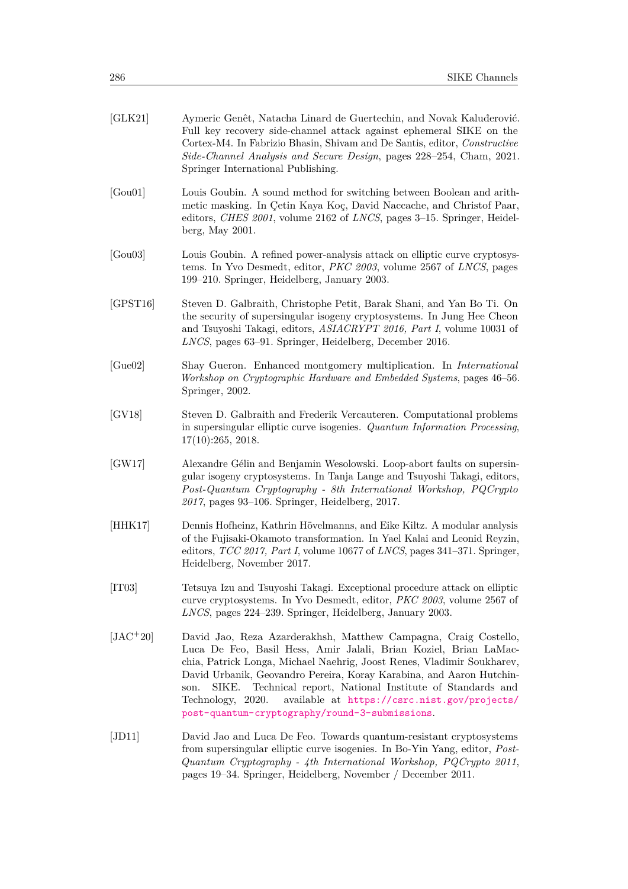[GLK21] Aymeric Genêt, Natacha Linard de Guertechin, and Novak Kaluđerović. Full key recovery side-channel attack against ephemeral SIKE on the Cortex-M4. In Fabrizio Bhasin, Shivam and De Santis, editor, *Constructive Side-Channel Analysis and Secure Design*, pages 228–254, Cham, 2021. Springer International Publishing.

[Gou01] Louis Goubin. A sound method for switching between Boolean and arithmetic masking. In Çetin Kaya Koç, David Naccache, and Christof Paar, editors, *CHES 2001*, volume 2162 of *LNCS*, pages 3–15. Springer, Heidelberg, May 2001.

[Gou03] Louis Goubin. A refined power-analysis attack on elliptic curve cryptosystems. In Yvo Desmedt, editor, *PKC 2003*, volume 2567 of *LNCS*, pages 199–210. Springer, Heidelberg, January 2003.

[GPST16] Steven D. Galbraith, Christophe Petit, Barak Shani, and Yan Bo Ti. On the security of supersingular isogeny cryptosystems. In Jung Hee Cheon and Tsuyoshi Takagi, editors, *ASIACRYPT 2016, Part I*, volume 10031 of *LNCS*, pages 63–91. Springer, Heidelberg, December 2016.

[Gue02] Shay Gueron. Enhanced montgomery multiplication. In *International Workshop on Cryptographic Hardware and Embedded Systems*, pages 46–56. Springer, 2002.

[GV18] Steven D. Galbraith and Frederik Vercauteren. Computational problems in supersingular elliptic curve isogenies. *Quantum Information Processing*, 17(10):265, 2018.

[GW17] Alexandre Gélin and Benjamin Wesolowski. Loop-abort faults on supersingular isogeny cryptosystems. In Tanja Lange and Tsuyoshi Takagi, editors, *Post-Quantum Cryptography - 8th International Workshop, PQCrypto 2017*, pages 93–106. Springer, Heidelberg, 2017.

[HHK17] Dennis Hofheinz, Kathrin Hövelmanns, and Eike Kiltz. A modular analysis of the Fujisaki-Okamoto transformation. In Yael Kalai and Leonid Reyzin, editors, *TCC 2017, Part I*, volume 10677 of *LNCS*, pages 341–371. Springer, Heidelberg, November 2017.

[IT03] Tetsuya Izu and Tsuyoshi Takagi. Exceptional procedure attack on elliptic curve cryptosystems. In Yvo Desmedt, editor, *PKC 2003*, volume 2567 of *LNCS*, pages 224–239. Springer, Heidelberg, January 2003.

[JAC+20] David Jao, Reza Azarderakhsh, Matthew Campagna, Craig Costello, Luca De Feo, Basil Hess, Amir Jalali, Brian Koziel, Brian LaMacchia, Patrick Longa, Michael Naehrig, Joost Renes, Vladimir Soukharev, David Urbanik, Geovandro Pereira, Koray Karabina, and Aaron Hutchinson. SIKE. Technical report, National Institute of Standards and Technology, 2020. available at https://csrc.nist.gov/projects/post-quantum-cryptography/round-3-submissions.

[JD11] David Jao and Luca De Feo. Towards quantum-resistant cryptosystems from supersingular elliptic curve isogenies. In Bo-Yin Yang, editor, *Post-Quantum Cryptography - 4th International Workshop, PQCrypto 2011*, pages 19–34. Springer, Heidelberg, November / December 2011.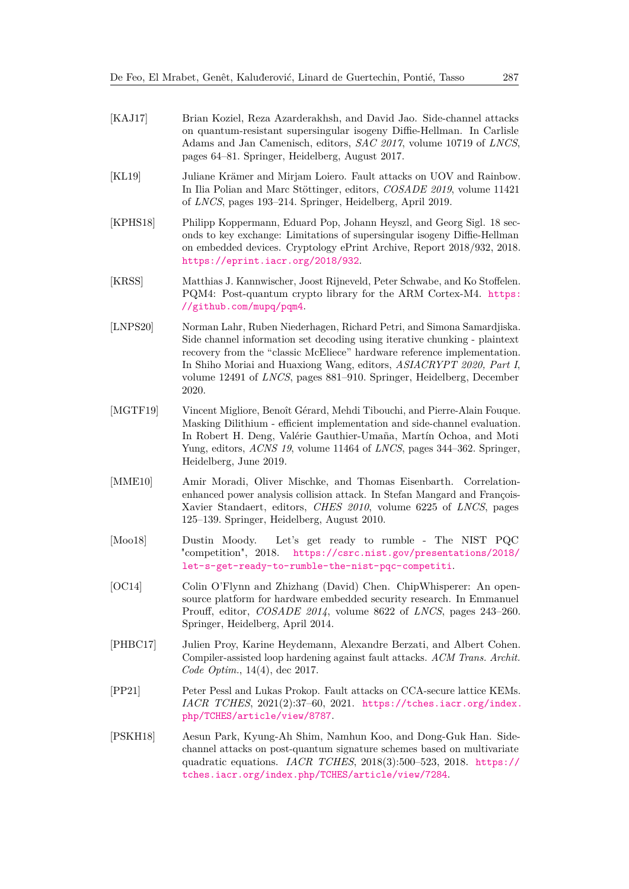[KAJ17] Brian Koziel, Reza Azarderakhsh, and David Jao. Side-channel attacks on quantum-resistant supersingular isogeny Diffie-Hellman. In Carlisle Adams and Jan Camenisch, editors, *SAC 2017*, volume 10719 of *LNCS*, pages 64–81. Springer, Heidelberg, August 2017.

[KL19] Juliane Krämer and Mirjam Loiero. Fault attacks on UOV and Rainbow. In Ilia Polian and Marc Stöttinger, editors, *COSADE 2019*, volume 11421 of *LNCS*, pages 193–214. Springer, Heidelberg, April 2019.

[KPHS18] Philipp Koppermann, Eduard Pop, Johann Heyszl, and Georg Sigl. 18 seconds to key exchange: Limitations of supersingular isogeny Diffie-Hellman on embedded devices. Cryptology ePrint Archive, Report 2018/932, 2018. https://eprint.iacr.org/2018/932.

[KRSS] Matthias J. Kannwischer, Joost Rijneveld, Peter Schwabe, and Ko Stoffelen. PQM4: Post-quantum crypto library for the ARM Cortex-M4. https://github.com/mupq/pqm4.

[LNPS20] Norman Lahr, Ruben Niederhagen, Richard Petri, and Simona Samardjiska. Side channel information set decoding using iterative chunking - plaintext recovery from the "classic McEliece" hardware reference implementation. In Shiho Moriai and Huaxiong Wang, editors, *ASIACRYPT 2020, Part I*, volume 12491 of *LNCS*, pages 881–910. Springer, Heidelberg, December 2020.

[MGTF19] Vincent Migliore, Benoît Gérard, Mehdi Tibouchi, and Pierre-Alain Fouque. Masking Dilithium - efficient implementation and side-channel evaluation. In Robert H. Deng, Valérie Gauthier-Umaña, Martín Ochoa, and Moti Yung, editors, *ACNS 19*, volume 11464 of *LNCS*, pages 344–362. Springer, Heidelberg, June 2019.

[MME10] Amir Moradi, Oliver Mischke, and Thomas Eisenbarth. Correlation-enhanced power analysis collision attack. In Stefan Mangard and François-Xavier Standaert, editors, *CHES 2010*, volume 6225 of *LNCS*, pages 125–139. Springer, Heidelberg, August 2010.

[Moo18] Dustin Moody. Let's get ready to rumble - The NIST PQC "competition", 2018. https://csrc.nist.gov/presentations/2018/let-s-get-ready-to-rumble-the-nist-pqc-competiti.

[OC14] Colin O'Flynn and Zhizhang (David) Chen. ChipWhisperer: An open-source platform for hardware embedded security research. In Emmanuel Prouff, editor, *COSADE 2014*, volume 8622 of *LNCS*, pages 243–260. Springer, Heidelberg, April 2014.

[PHBC17] Julien Proy, Karine Heydemann, Alexandre Berzati, and Albert Cohen. Compiler-assisted loop hardening against fault attacks. *ACM Trans. Archit. Code Optim.*, 14(4), dec 2017.

[PP21] Peter Pessl and Lukas Prokop. Fault attacks on CCA-secure lattice KEMs. *IACR TCHES*, 2021(2):37–60, 2021. https://tches.iacr.org/index.php/TCHES/article/view/8787.

[PSKH18] Aesun Park, Kyung-Ah Shim, Namhun Koo, and Dong-Guk Han. Side-channel attacks on post-quantum signature schemes based on multivariate quadratic equations. *IACR TCHES*, 2018(3):500–523, 2018. https://tches.iacr.org/index.php/TCHES/article/view/7284.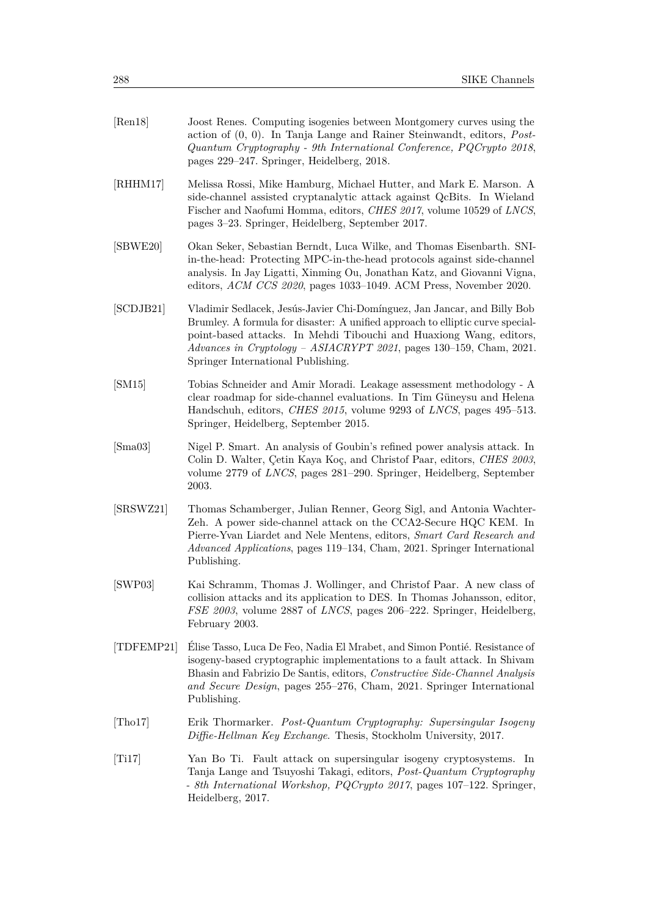[Ren18] Joost Renes. Computing isogenies between Montgomery curves using the action of (0, 0). In Tanja Lange and Rainer Steinwandt, editors, *Post-Quantum Cryptography - 9th International Conference, PQCrypto 2018*, pages 229–247. Springer, Heidelberg, 2018.

[RHHM17] Melissa Rossi, Mike Hamburg, Michael Hutter, and Mark E. Marson. A side-channel assisted cryptanalytic attack against QcBits. In Wieland Fischer and Naofumi Homma, editors, *CHES 2017*, volume 10529 of *LNCS*, pages 3–23. Springer, Heidelberg, September 2017.

[SBWE20] Okan Seker, Sebastian Berndt, Luca Wilke, and Thomas Eisenbarth. SNI-in-the-head: Protecting MPC-in-the-head protocols against side-channel analysis. In Jay Ligatti, Xinming Ou, Jonathan Katz, and Giovanni Vigna, editors, *ACM CCS 2020*, pages 1033–1049. ACM Press, November 2020.

[SCDJB21] Vladimir Sedlacek, Jesús-Javier Chi-Domínguez, Jan Jancar, and Billy Bob Brumley. A formula for disaster: A unified approach to elliptic curve special-point-based attacks. In Mehdi Tibouchi and Huaxiong Wang, editors, *Advances in Cryptology – ASIACRYPT 2021*, pages 130–159, Cham, 2021. Springer International Publishing.

[SM15] Tobias Schneider and Amir Moradi. Leakage assessment methodology - A clear roadmap for side-channel evaluations. In Tim Güneysu and Helena Handschuh, editors, *CHES 2015*, volume 9293 of *LNCS*, pages 495–513. Springer, Heidelberg, September 2015.

[Sma03] Nigel P. Smart. An analysis of Goubin's refined power analysis attack. In Colin D. Walter, Çetin Kaya Koç, and Christof Paar, editors, *CHES 2003*, volume 2779 of *LNCS*, pages 281–290. Springer, Heidelberg, September 2003.

[SRSWZ21] Thomas Schamberger, Julian Renner, Georg Sigl, and Antonia Wachter-Zeh. A power side-channel attack on the CCA2-Secure HQC KEM. In Pierre-Yvan Liardet and Nele Mentens, editors, *Smart Card Research and Advanced Applications*, pages 119–134, Cham, 2021. Springer International Publishing.

[SWP03] Kai Schramm, Thomas J. Wollinger, and Christof Paar. A new class of collision attacks and its application to DES. In Thomas Johansson, editor, *FSE 2003*, volume 2887 of *LNCS*, pages 206–222. Springer, Heidelberg, February 2003.

[TDFEMP21] Élise Tasso, Luca De Feo, Nadia El Mrabet, and Simon Pontié. Resistance of isogeny-based cryptographic implementations to a fault attack. In Shivam Bhasin and Fabrizio De Santis, editors, *Constructive Side-Channel Analysis and Secure Design*, pages 255–276, Cham, 2021. Springer International Publishing.

[Tho17] Erik Thormarker. *Post-Quantum Cryptography: Supersingular Isogeny Diffie-Hellman Key Exchange*. Thesis, Stockholm University, 2017.

[Ti17] Yan Bo Ti. Fault attack on supersingular isogeny cryptosystems. In Tanja Lange and Tsuyoshi Takagi, editors, *Post-Quantum Cryptography - 8th International Workshop, PQCrypto 2017*, pages 107–122. Springer, Heidelberg, 2017.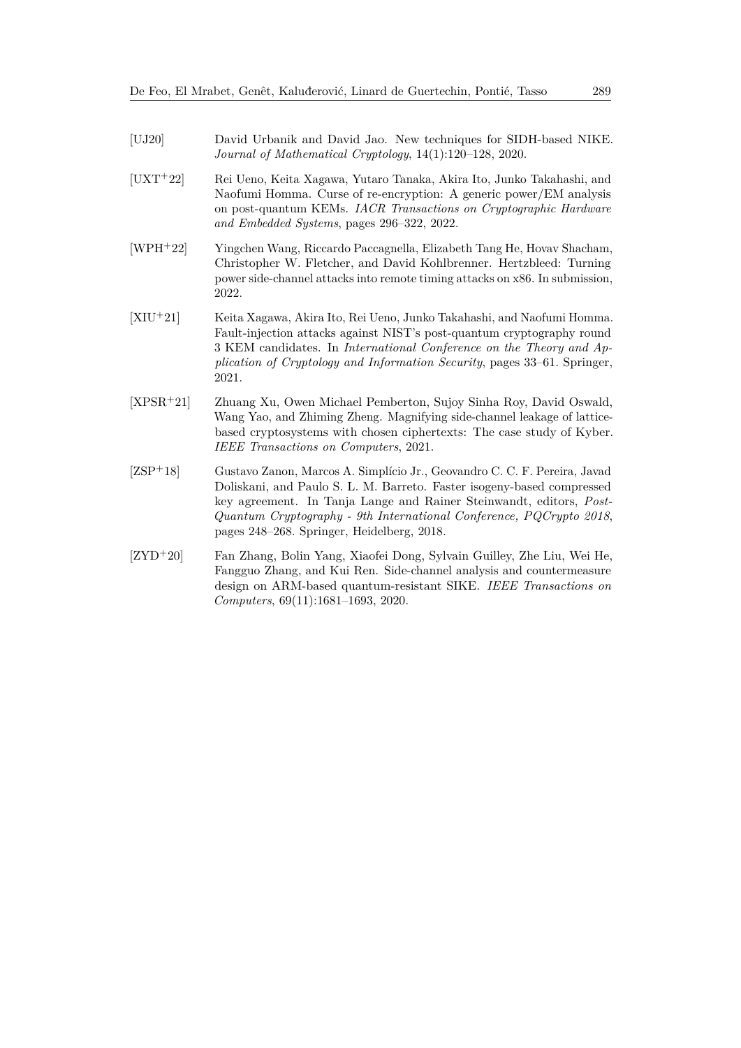[UJ20] David Urbanik and David Jao. New techniques for SIDH-based NIKE. *Journal of Mathematical Cryptology*, 14(1):120–128, 2020.

[UXT+22] Rei Ueno, Keita Xagawa, Yutaro Tanaka, Akira Ito, Junko Takahashi, and Naofumi Homma. Curse of re-encryption: A generic power/EM analysis on post-quantum KEMs. *IACR Transactions on Cryptographic Hardware and Embedded Systems*, pages 296–322, 2022.

[WPH+22] Yingchen Wang, Riccardo Paccagnella, Elizabeth Tang He, Hovav Shacham, Christopher W. Fletcher, and David Kohlbrenner. Hertzbleed: Turning power side-channel attacks into remote timing attacks on x86. In submission, 2022.

[XIU+21] Keita Xagawa, Akira Ito, Rei Ueno, Junko Takahashi, and Naofumi Homma. Fault-injection attacks against NIST's post-quantum cryptography round 3 KEM candidates. In *International Conference on the Theory and Application of Cryptology and Information Security*, pages 33–61. Springer, 2021.

[XPSR+21] Zhuang Xu, Owen Michael Pemberton, Sujoy Sinha Roy, David Oswald, Wang Yao, and Zhiming Zheng. Magnifying side-channel leakage of lattice-based cryptosystems with chosen ciphertexts: The case study of Kyber. *IEEE Transactions on Computers*, 2021.

[ZSP+18] Gustavo Zanon, Marcos A. Simplício Jr., Geovandro C. C. F. Pereira, Javad Doliskani, and Paulo S. L. M. Barreto. Faster isogeny-based compressed key agreement. In Tanja Lange and Rainer Steinwandt, editors, *Post-Quantum Cryptography - 9th International Conference, PQCrypto 2018*, pages 248–268. Springer, Heidelberg, 2018.

[ZYD+20] Fan Zhang, Bolin Yang, Xiaofei Dong, Sylvain Guilley, Zhe Liu, Wei He, Fangguo Zhang, and Kui Ren. Side-channel analysis and countermeasure design on ARM-based quantum-resistant SIKE. *IEEE Transactions on Computers*, 69(11):1681–1693, 2020.